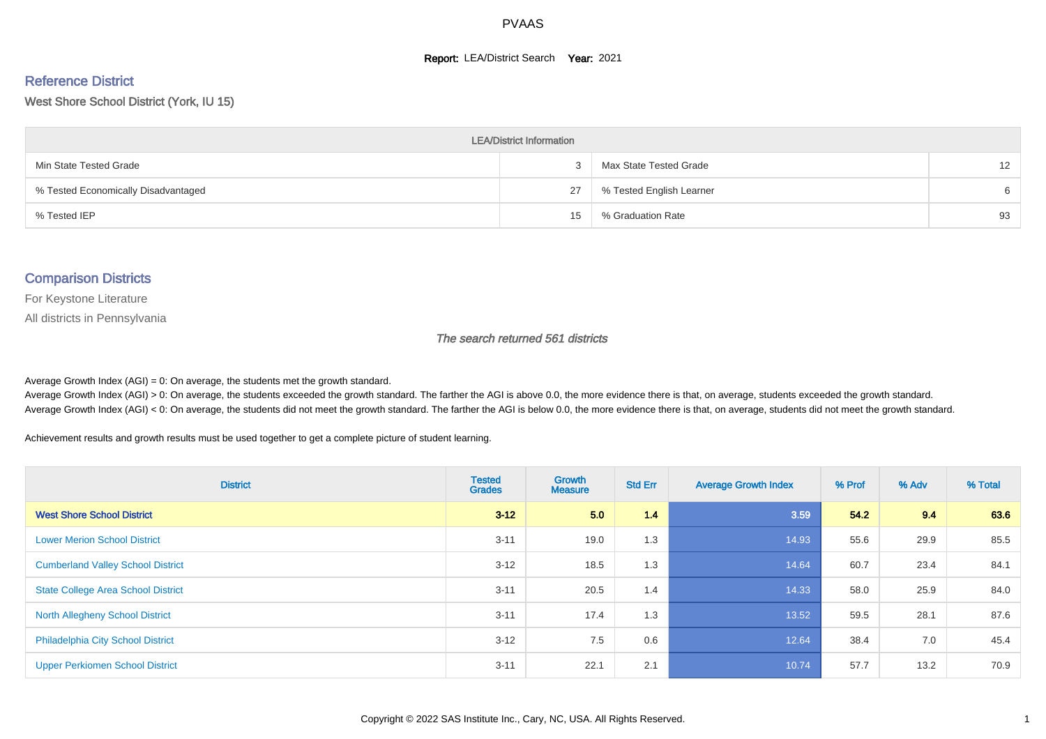# PVAAS

**Report:** LEA/District Search **Year:** 2021

## Reference District

West Shore School District (York, IU 15)

| LEA/District Information | | | |
|---|---|---|---|
| Min State Tested Grade | 3 | Max State Tested Grade | 12 |
| % Tested Economically Disadvantaged | 27 | % Tested English Learner | 6 |
| % Tested IEP | 15 | % Graduation Rate | 93 |

## Comparison Districts

For Keystone Literature

All districts in Pennsylvania

*The search returned 561 districts*

Average Growth Index (AGI) = 0: On average, the students met the growth standard.

Average Growth Index (AGI) > 0: On average, the students exceeded the growth standard. The farther the AGI is above 0.0, the more evidence there is that, on average, students exceeded the growth standard.

Average Growth Index (AGI) < 0: On average, the students did not meet the growth standard. The farther the AGI is below 0.0, the more evidence there is that, on average, students did not meet the growth standard.

Achievement results and growth results must be used together to get a complete picture of student learning.

| District | Tested Grades | Growth Measure | Std Err | Average Growth Index | % Prof | % Adv | % Total |
|---|---|---|---|---|---|---|---|
| **West Shore School District** | **3-12** | **5.0** | **1.4** | **3.59** | **54.2** | **9.4** | **63.6** |
| Lower Merion School District | 3-11 | 19.0 | 1.3 | 14.93 | 55.6 | 29.9 | 85.5 |
| Cumberland Valley School District | 3-12 | 18.5 | 1.3 | 14.64 | 60.7 | 23.4 | 84.1 |
| State College Area School District | 3-11 | 20.5 | 1.4 | 14.33 | 58.0 | 25.9 | 84.0 |
| North Allegheny School District | 3-11 | 17.4 | 1.3 | 13.52 | 59.5 | 28.1 | 87.6 |
| Philadelphia City School District | 3-12 | 7.5 | 0.6 | 12.64 | 38.4 | 7.0 | 45.4 |
| Upper Perkiomen School District | 3-11 | 22.1 | 2.1 | 10.74 | 57.7 | 13.2 | 70.9 |

Copyright © 2022 SAS Institute Inc., Cary, NC, USA. All Rights Reserved.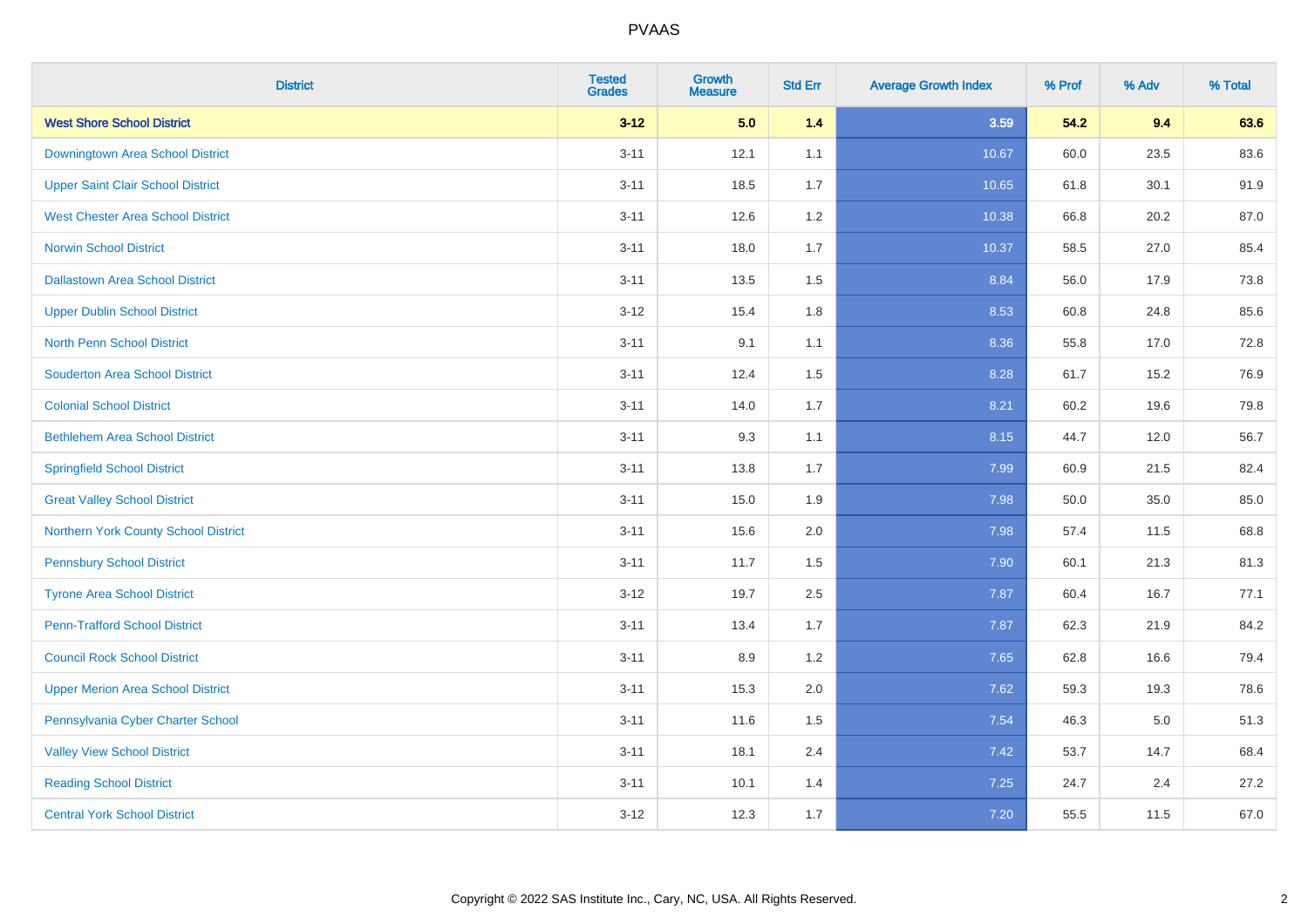# PVAAS

| District | Tested Grades | Growth Measure | Std Err | Average Growth Index | % Prof | % Adv | % Total |
|---|---|---|---|---|---|---|---|
| **West Shore School District** | **3-12** | **5.0** | **1.4** | **3.59** | **54.2** | **9.4** | **63.6** |
| Downingtown Area School District | 3-11 | 12.1 | 1.1 | 10.67 | 60.0 | 23.5 | 83.6 |
| Upper Saint Clair School District | 3-11 | 18.5 | 1.7 | 10.65 | 61.8 | 30.1 | 91.9 |
| West Chester Area School District | 3-11 | 12.6 | 1.2 | 10.38 | 66.8 | 20.2 | 87.0 |
| Norwin School District | 3-11 | 18.0 | 1.7 | 10.37 | 58.5 | 27.0 | 85.4 |
| Dallastown Area School District | 3-11 | 13.5 | 1.5 | 8.84 | 56.0 | 17.9 | 73.8 |
| Upper Dublin School District | 3-12 | 15.4 | 1.8 | 8.53 | 60.8 | 24.8 | 85.6 |
| North Penn School District | 3-11 | 9.1 | 1.1 | 8.36 | 55.8 | 17.0 | 72.8 |
| Souderton Area School District | 3-11 | 12.4 | 1.5 | 8.28 | 61.7 | 15.2 | 76.9 |
| Colonial School District | 3-11 | 14.0 | 1.7 | 8.21 | 60.2 | 19.6 | 79.8 |
| Bethlehem Area School District | 3-11 | 9.3 | 1.1 | 8.15 | 44.7 | 12.0 | 56.7 |
| Springfield School District | 3-11 | 13.8 | 1.7 | 7.99 | 60.9 | 21.5 | 82.4 |
| Great Valley School District | 3-11 | 15.0 | 1.9 | 7.98 | 50.0 | 35.0 | 85.0 |
| Northern York County School District | 3-11 | 15.6 | 2.0 | 7.98 | 57.4 | 11.5 | 68.8 |
| Pennsbury School District | 3-11 | 11.7 | 1.5 | 7.90 | 60.1 | 21.3 | 81.3 |
| Tyrone Area School District | 3-12 | 19.7 | 2.5 | 7.87 | 60.4 | 16.7 | 77.1 |
| Penn-Trafford School District | 3-11 | 13.4 | 1.7 | 7.87 | 62.3 | 21.9 | 84.2 |
| Council Rock School District | 3-11 | 8.9 | 1.2 | 7.65 | 62.8 | 16.6 | 79.4 |
| Upper Merion Area School District | 3-11 | 15.3 | 2.0 | 7.62 | 59.3 | 19.3 | 78.6 |
| Pennsylvania Cyber Charter School | 3-11 | 11.6 | 1.5 | 7.54 | 46.3 | 5.0 | 51.3 |
| Valley View School District | 3-11 | 18.1 | 2.4 | 7.42 | 53.7 | 14.7 | 68.4 |
| Reading School District | 3-11 | 10.1 | 1.4 | 7.25 | 24.7 | 2.4 | 27.2 |
| Central York School District | 3-12 | 12.3 | 1.7 | 7.20 | 55.5 | 11.5 | 67.0 |

Copyright © 2022 SAS Institute Inc., Cary, NC, USA. All Rights Reserved.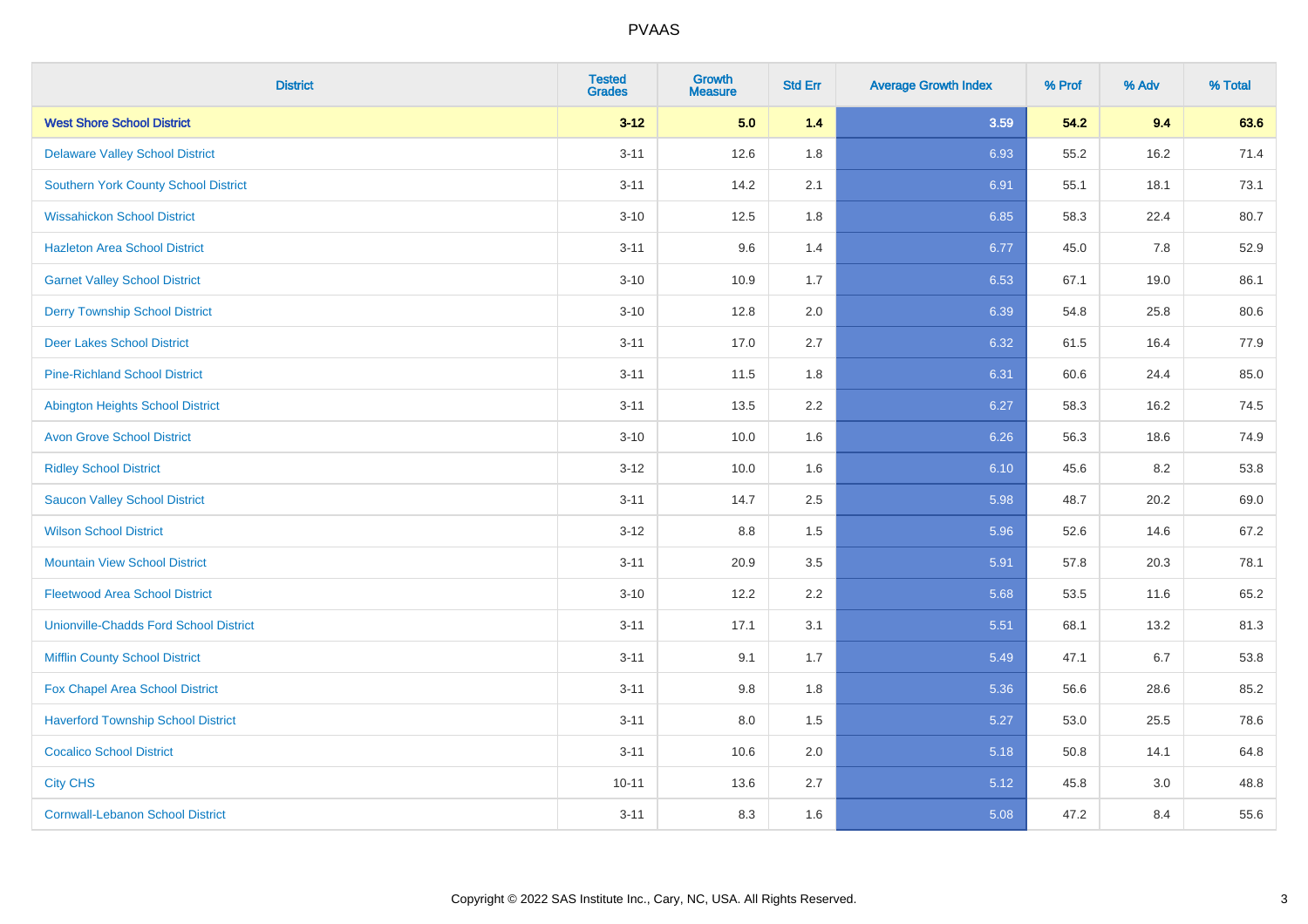| District | Tested Grades | Growth Measure | Std Err | Average Growth Index | % Prof | % Adv | % Total |
|---|---|---|---|---|---|---|---|
| **West Shore School District** | **3-12** | **5.0** | **1.4** | **3.59** | **54.2** | **9.4** | **63.6** |
| Delaware Valley School District | 3-11 | 12.6 | 1.8 | 6.93 | 55.2 | 16.2 | 71.4 |
| Southern York County School District | 3-11 | 14.2 | 2.1 | 6.91 | 55.1 | 18.1 | 73.1 |
| Wissahickon School District | 3-10 | 12.5 | 1.8 | 6.85 | 58.3 | 22.4 | 80.7 |
| Hazleton Area School District | 3-11 | 9.6 | 1.4 | 6.77 | 45.0 | 7.8 | 52.9 |
| Garnet Valley School District | 3-10 | 10.9 | 1.7 | 6.53 | 67.1 | 19.0 | 86.1 |
| Derry Township School District | 3-10 | 12.8 | 2.0 | 6.39 | 54.8 | 25.8 | 80.6 |
| Deer Lakes School District | 3-11 | 17.0 | 2.7 | 6.32 | 61.5 | 16.4 | 77.9 |
| Pine-Richland School District | 3-11 | 11.5 | 1.8 | 6.31 | 60.6 | 24.4 | 85.0 |
| Abington Heights School District | 3-11 | 13.5 | 2.2 | 6.27 | 58.3 | 16.2 | 74.5 |
| Avon Grove School District | 3-10 | 10.0 | 1.6 | 6.26 | 56.3 | 18.6 | 74.9 |
| Ridley School District | 3-12 | 10.0 | 1.6 | 6.10 | 45.6 | 8.2 | 53.8 |
| Saucon Valley School District | 3-11 | 14.7 | 2.5 | 5.98 | 48.7 | 20.2 | 69.0 |
| Wilson School District | 3-12 | 8.8 | 1.5 | 5.96 | 52.6 | 14.6 | 67.2 |
| Mountain View School District | 3-11 | 20.9 | 3.5 | 5.91 | 57.8 | 20.3 | 78.1 |
| Fleetwood Area School District | 3-10 | 12.2 | 2.2 | 5.68 | 53.5 | 11.6 | 65.2 |
| Unionville-Chadds Ford School District | 3-11 | 17.1 | 3.1 | 5.51 | 68.1 | 13.2 | 81.3 |
| Mifflin County School District | 3-11 | 9.1 | 1.7 | 5.49 | 47.1 | 6.7 | 53.8 |
| Fox Chapel Area School District | 3-11 | 9.8 | 1.8 | 5.36 | 56.6 | 28.6 | 85.2 |
| Haverford Township School District | 3-11 | 8.0 | 1.5 | 5.27 | 53.0 | 25.5 | 78.6 |
| Cocalico School District | 3-11 | 10.6 | 2.0 | 5.18 | 50.8 | 14.1 | 64.8 |
| City CHS | 10-11 | 13.6 | 2.7 | 5.12 | 45.8 | 3.0 | 48.8 |
| Cornwall-Lebanon School District | 3-11 | 8.3 | 1.6 | 5.08 | 47.2 | 8.4 | 55.6 |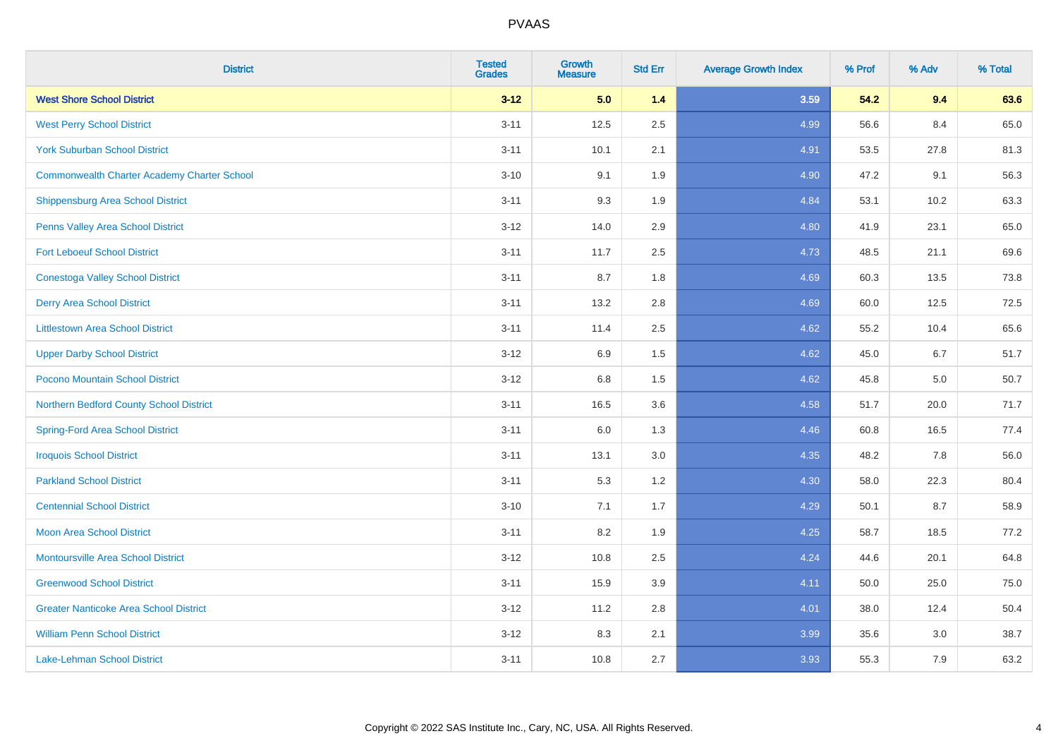# PVAAS

| District | Tested Grades | Growth Measure | Std Err | Average Growth Index | % Prof | % Adv | % Total |
|---|---|---|---|---|---|---|---|
| **West Shore School District** | **3-12** | **5.0** | **1.4** | **3.59** | **54.2** | **9.4** | **63.6** |
| West Perry School District | 3-11 | 12.5 | 2.5 | 4.99 | 56.6 | 8.4 | 65.0 |
| York Suburban School District | 3-11 | 10.1 | 2.1 | 4.91 | 53.5 | 27.8 | 81.3 |
| Commonwealth Charter Academy Charter School | 3-10 | 9.1 | 1.9 | 4.90 | 47.2 | 9.1 | 56.3 |
| Shippensburg Area School District | 3-11 | 9.3 | 1.9 | 4.84 | 53.1 | 10.2 | 63.3 |
| Penns Valley Area School District | 3-12 | 14.0 | 2.9 | 4.80 | 41.9 | 23.1 | 65.0 |
| Fort Leboeuf School District | 3-11 | 11.7 | 2.5 | 4.73 | 48.5 | 21.1 | 69.6 |
| Conestoga Valley School District | 3-11 | 8.7 | 1.8 | 4.69 | 60.3 | 13.5 | 73.8 |
| Derry Area School District | 3-11 | 13.2 | 2.8 | 4.69 | 60.0 | 12.5 | 72.5 |
| Littlestown Area School District | 3-11 | 11.4 | 2.5 | 4.62 | 55.2 | 10.4 | 65.6 |
| Upper Darby School District | 3-12 | 6.9 | 1.5 | 4.62 | 45.0 | 6.7 | 51.7 |
| Pocono Mountain School District | 3-12 | 6.8 | 1.5 | 4.62 | 45.8 | 5.0 | 50.7 |
| Northern Bedford County School District | 3-11 | 16.5 | 3.6 | 4.58 | 51.7 | 20.0 | 71.7 |
| Spring-Ford Area School District | 3-11 | 6.0 | 1.3 | 4.46 | 60.8 | 16.5 | 77.4 |
| Iroquois School District | 3-11 | 13.1 | 3.0 | 4.35 | 48.2 | 7.8 | 56.0 |
| Parkland School District | 3-11 | 5.3 | 1.2 | 4.30 | 58.0 | 22.3 | 80.4 |
| Centennial School District | 3-10 | 7.1 | 1.7 | 4.29 | 50.1 | 8.7 | 58.9 |
| Moon Area School District | 3-11 | 8.2 | 1.9 | 4.25 | 58.7 | 18.5 | 77.2 |
| Montoursville Area School District | 3-12 | 10.8 | 2.5 | 4.24 | 44.6 | 20.1 | 64.8 |
| Greenwood School District | 3-11 | 15.9 | 3.9 | 4.11 | 50.0 | 25.0 | 75.0 |
| Greater Nanticoke Area School District | 3-12 | 11.2 | 2.8 | 4.01 | 38.0 | 12.4 | 50.4 |
| William Penn School District | 3-12 | 8.3 | 2.1 | 3.99 | 35.6 | 3.0 | 38.7 |
| Lake-Lehman School District | 3-11 | 10.8 | 2.7 | 3.93 | 55.3 | 7.9 | 63.2 |

Copyright © 2022 SAS Institute Inc., Cary, NC, USA. All Rights Reserved.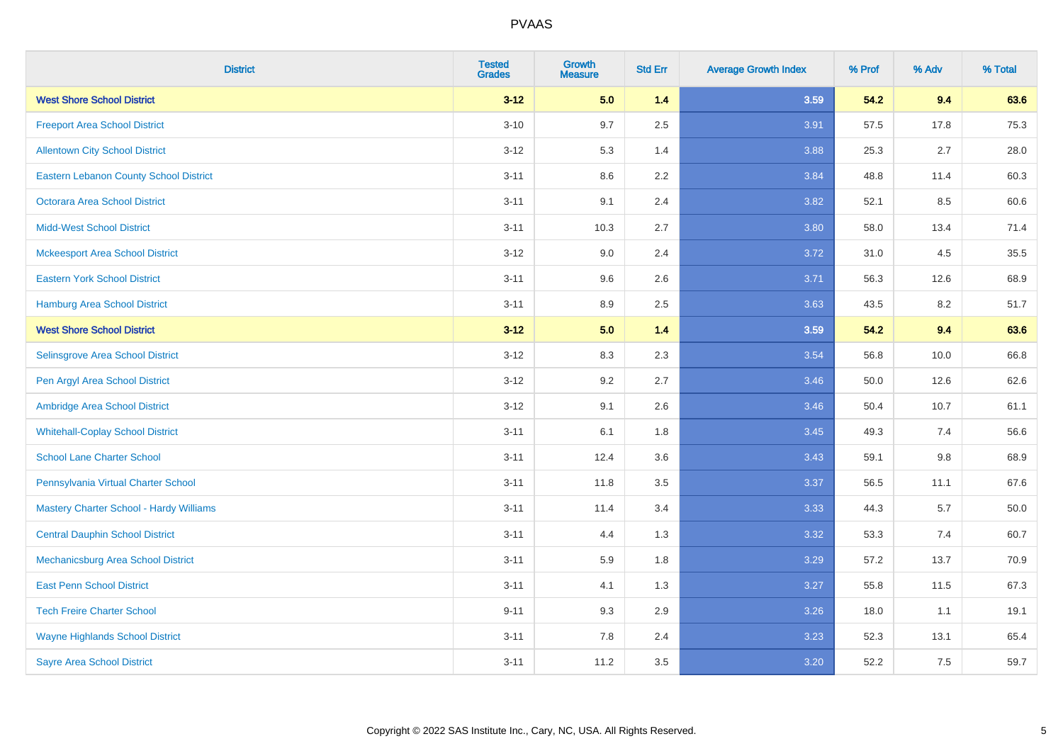# PVAAS

| District | Tested Grades | Growth Measure | Std Err | Average Growth Index | % Prof | % Adv | % Total |
|---|---|---|---|---|---|---|---|
| **West Shore School District** | **3-12** | **5.0** | **1.4** | **3.59** | **54.2** | **9.4** | **63.6** |
| Freeport Area School District | 3-10 | 9.7 | 2.5 | 3.91 | 57.5 | 17.8 | 75.3 |
| Allentown City School District | 3-12 | 5.3 | 1.4 | 3.88 | 25.3 | 2.7 | 28.0 |
| Eastern Lebanon County School District | 3-11 | 8.6 | 2.2 | 3.84 | 48.8 | 11.4 | 60.3 |
| Octorara Area School District | 3-11 | 9.1 | 2.4 | 3.82 | 52.1 | 8.5 | 60.6 |
| Midd-West School District | 3-11 | 10.3 | 2.7 | 3.80 | 58.0 | 13.4 | 71.4 |
| Mckeesport Area School District | 3-12 | 9.0 | 2.4 | 3.72 | 31.0 | 4.5 | 35.5 |
| Eastern York School District | 3-11 | 9.6 | 2.6 | 3.71 | 56.3 | 12.6 | 68.9 |
| Hamburg Area School District | 3-11 | 8.9 | 2.5 | 3.63 | 43.5 | 8.2 | 51.7 |
| **West Shore School District** | **3-12** | **5.0** | **1.4** | **3.59** | **54.2** | **9.4** | **63.6** |
| Selinsgrove Area School District | 3-12 | 8.3 | 2.3 | 3.54 | 56.8 | 10.0 | 66.8 |
| Pen Argyl Area School District | 3-12 | 9.2 | 2.7 | 3.46 | 50.0 | 12.6 | 62.6 |
| Ambridge Area School District | 3-12 | 9.1 | 2.6 | 3.46 | 50.4 | 10.7 | 61.1 |
| Whitehall-Coplay School District | 3-11 | 6.1 | 1.8 | 3.45 | 49.3 | 7.4 | 56.6 |
| School Lane Charter School | 3-11 | 12.4 | 3.6 | 3.43 | 59.1 | 9.8 | 68.9 |
| Pennsylvania Virtual Charter School | 3-11 | 11.8 | 3.5 | 3.37 | 56.5 | 11.1 | 67.6 |
| Mastery Charter School - Hardy Williams | 3-11 | 11.4 | 3.4 | 3.33 | 44.3 | 5.7 | 50.0 |
| Central Dauphin School District | 3-11 | 4.4 | 1.3 | 3.32 | 53.3 | 7.4 | 60.7 |
| Mechanicsburg Area School District | 3-11 | 5.9 | 1.8 | 3.29 | 57.2 | 13.7 | 70.9 |
| East Penn School District | 3-11 | 4.1 | 1.3 | 3.27 | 55.8 | 11.5 | 67.3 |
| Tech Freire Charter School | 9-11 | 9.3 | 2.9 | 3.26 | 18.0 | 1.1 | 19.1 |
| Wayne Highlands School District | 3-11 | 7.8 | 2.4 | 3.23 | 52.3 | 13.1 | 65.4 |
| Sayre Area School District | 3-11 | 11.2 | 3.5 | 3.20 | 52.2 | 7.5 | 59.7 |

Copyright © 2022 SAS Institute Inc., Cary, NC, USA. All Rights Reserved.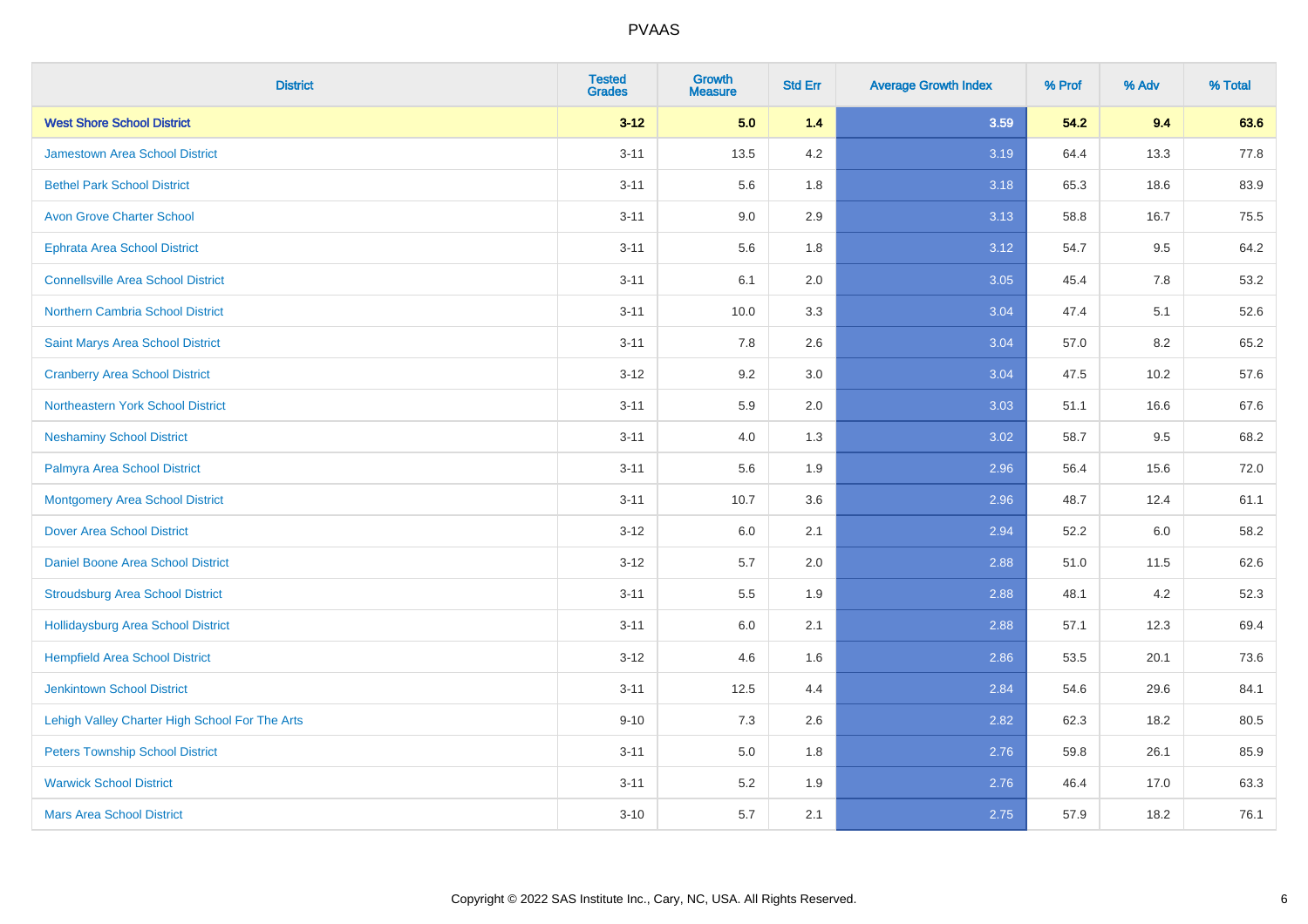# PVAAS

| District | Tested Grades | Growth Measure | Std Err | Average Growth Index | % Prof | % Adv | % Total |
|---|---|---|---|---|---|---|---|
| **West Shore School District** | **3-12** | **5.0** | **1.4** | **3.59** | **54.2** | **9.4** | **63.6** |
| Jamestown Area School District | 3-11 | 13.5 | 4.2 | 3.19 | 64.4 | 13.3 | 77.8 |
| Bethel Park School District | 3-11 | 5.6 | 1.8 | 3.18 | 65.3 | 18.6 | 83.9 |
| Avon Grove Charter School | 3-11 | 9.0 | 2.9 | 3.13 | 58.8 | 16.7 | 75.5 |
| Ephrata Area School District | 3-11 | 5.6 | 1.8 | 3.12 | 54.7 | 9.5 | 64.2 |
| Connellsville Area School District | 3-11 | 6.1 | 2.0 | 3.05 | 45.4 | 7.8 | 53.2 |
| Northern Cambria School District | 3-11 | 10.0 | 3.3 | 3.04 | 47.4 | 5.1 | 52.6 |
| Saint Marys Area School District | 3-11 | 7.8 | 2.6 | 3.04 | 57.0 | 8.2 | 65.2 |
| Cranberry Area School District | 3-12 | 9.2 | 3.0 | 3.04 | 47.5 | 10.2 | 57.6 |
| Northeastern York School District | 3-11 | 5.9 | 2.0 | 3.03 | 51.1 | 16.6 | 67.6 |
| Neshaminy School District | 3-11 | 4.0 | 1.3 | 3.02 | 58.7 | 9.5 | 68.2 |
| Palmyra Area School District | 3-11 | 5.6 | 1.9 | 2.96 | 56.4 | 15.6 | 72.0 |
| Montgomery Area School District | 3-11 | 10.7 | 3.6 | 2.96 | 48.7 | 12.4 | 61.1 |
| Dover Area School District | 3-12 | 6.0 | 2.1 | 2.94 | 52.2 | 6.0 | 58.2 |
| Daniel Boone Area School District | 3-12 | 5.7 | 2.0 | 2.88 | 51.0 | 11.5 | 62.6 |
| Stroudsburg Area School District | 3-11 | 5.5 | 1.9 | 2.88 | 48.1 | 4.2 | 52.3 |
| Hollidaysburg Area School District | 3-11 | 6.0 | 2.1 | 2.88 | 57.1 | 12.3 | 69.4 |
| Hempfield Area School District | 3-12 | 4.6 | 1.6 | 2.86 | 53.5 | 20.1 | 73.6 |
| Jenkintown School District | 3-11 | 12.5 | 4.4 | 2.84 | 54.6 | 29.6 | 84.1 |
| Lehigh Valley Charter High School For The Arts | 9-10 | 7.3 | 2.6 | 2.82 | 62.3 | 18.2 | 80.5 |
| Peters Township School District | 3-11 | 5.0 | 1.8 | 2.76 | 59.8 | 26.1 | 85.9 |
| Warwick School District | 3-11 | 5.2 | 1.9 | 2.76 | 46.4 | 17.0 | 63.3 |
| Mars Area School District | 3-10 | 5.7 | 2.1 | 2.75 | 57.9 | 18.2 | 76.1 |

Copyright © 2022 SAS Institute Inc., Cary, NC, USA. All Rights Reserved.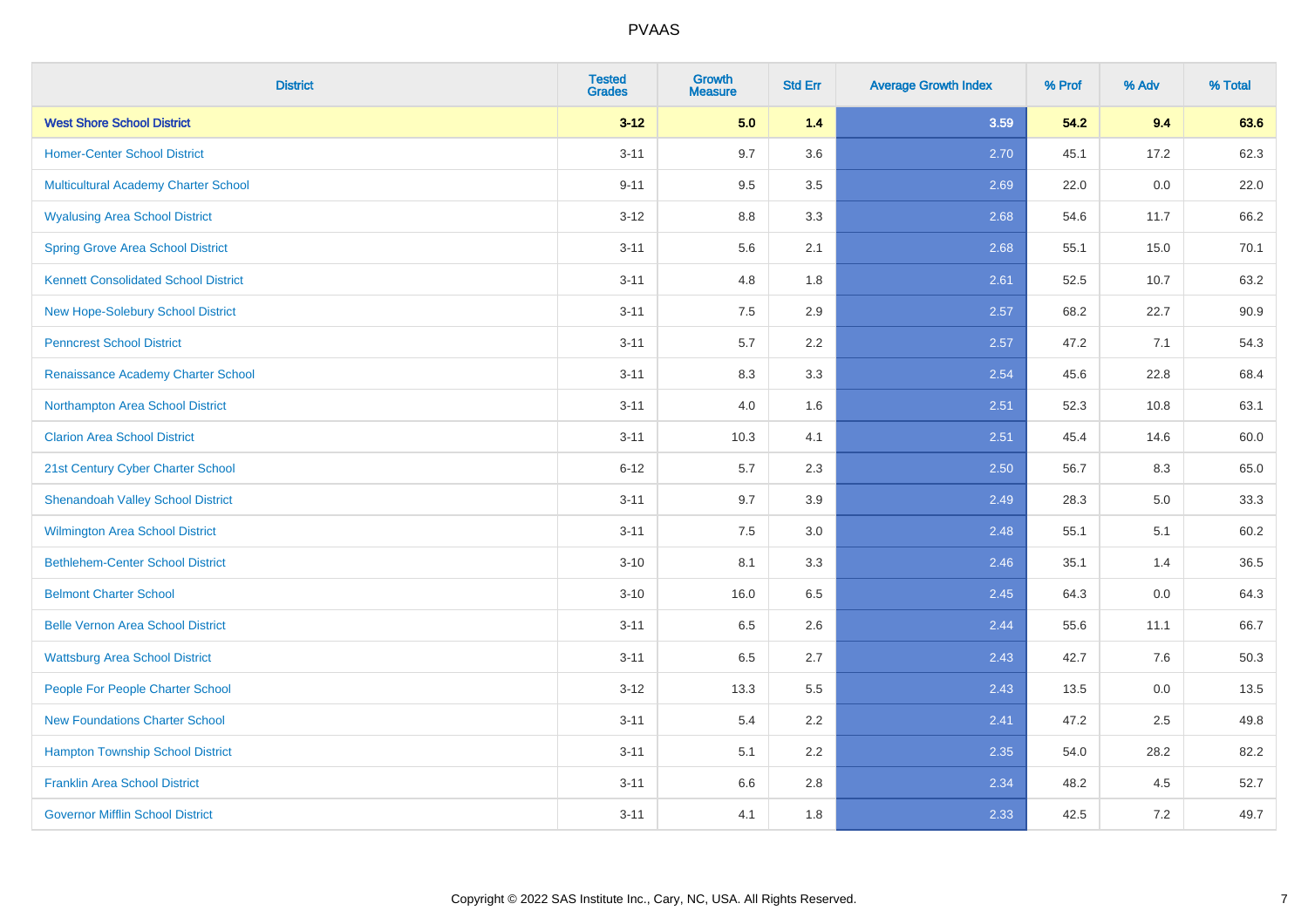# PVAAS

| District | Tested Grades | Growth Measure | Std Err | Average Growth Index | % Prof | % Adv | % Total |
|---|---|---|---|---|---|---|---|
| **West Shore School District** | **3-12** | **5.0** | **1.4** | **3.59** | **54.2** | **9.4** | **63.6** |
| Homer-Center School District | 3-11 | 9.7 | 3.6 | 2.70 | 45.1 | 17.2 | 62.3 |
| Multicultural Academy Charter School | 9-11 | 9.5 | 3.5 | 2.69 | 22.0 | 0.0 | 22.0 |
| Wyalusing Area School District | 3-12 | 8.8 | 3.3 | 2.68 | 54.6 | 11.7 | 66.2 |
| Spring Grove Area School District | 3-11 | 5.6 | 2.1 | 2.68 | 55.1 | 15.0 | 70.1 |
| Kennett Consolidated School District | 3-11 | 4.8 | 1.8 | 2.61 | 52.5 | 10.7 | 63.2 |
| New Hope-Solebury School District | 3-11 | 7.5 | 2.9 | 2.57 | 68.2 | 22.7 | 90.9 |
| Penncrest School District | 3-11 | 5.7 | 2.2 | 2.57 | 47.2 | 7.1 | 54.3 |
| Renaissance Academy Charter School | 3-11 | 8.3 | 3.3 | 2.54 | 45.6 | 22.8 | 68.4 |
| Northampton Area School District | 3-11 | 4.0 | 1.6 | 2.51 | 52.3 | 10.8 | 63.1 |
| Clarion Area School District | 3-11 | 10.3 | 4.1 | 2.51 | 45.4 | 14.6 | 60.0 |
| 21st Century Cyber Charter School | 6-12 | 5.7 | 2.3 | 2.50 | 56.7 | 8.3 | 65.0 |
| Shenandoah Valley School District | 3-11 | 9.7 | 3.9 | 2.49 | 28.3 | 5.0 | 33.3 |
| Wilmington Area School District | 3-11 | 7.5 | 3.0 | 2.48 | 55.1 | 5.1 | 60.2 |
| Bethlehem-Center School District | 3-10 | 8.1 | 3.3 | 2.46 | 35.1 | 1.4 | 36.5 |
| Belmont Charter School | 3-10 | 16.0 | 6.5 | 2.45 | 64.3 | 0.0 | 64.3 |
| Belle Vernon Area School District | 3-11 | 6.5 | 2.6 | 2.44 | 55.6 | 11.1 | 66.7 |
| Wattsburg Area School District | 3-11 | 6.5 | 2.7 | 2.43 | 42.7 | 7.6 | 50.3 |
| People For People Charter School | 3-12 | 13.3 | 5.5 | 2.43 | 13.5 | 0.0 | 13.5 |
| New Foundations Charter School | 3-11 | 5.4 | 2.2 | 2.41 | 47.2 | 2.5 | 49.8 |
| Hampton Township School District | 3-11 | 5.1 | 2.2 | 2.35 | 54.0 | 28.2 | 82.2 |
| Franklin Area School District | 3-11 | 6.6 | 2.8 | 2.34 | 48.2 | 4.5 | 52.7 |
| Governor Mifflin School District | 3-11 | 4.1 | 1.8 | 2.33 | 42.5 | 7.2 | 49.7 |

Copyright © 2022 SAS Institute Inc., Cary, NC, USA. All Rights Reserved.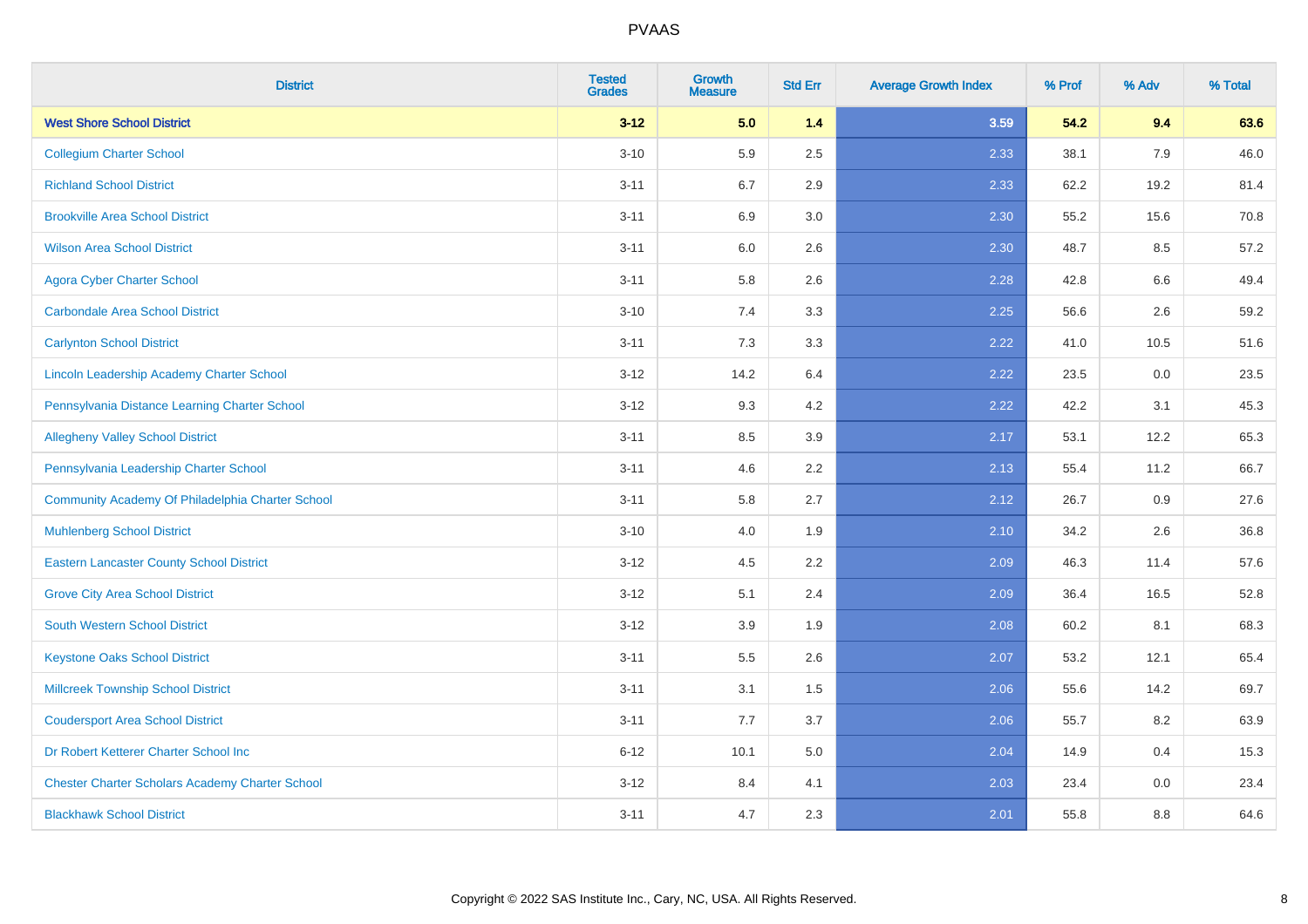# PVAAS

| District | Tested Grades | Growth Measure | Std Err | Average Growth Index | % Prof | % Adv | % Total |
|---|---|---|---|---|---|---|---|
| **West Shore School District** | **3-12** | **5.0** | **1.4** | **3.59** | **54.2** | **9.4** | **63.6** |
| Collegium Charter School | 3-10 | 5.9 | 2.5 | 2.33 | 38.1 | 7.9 | 46.0 |
| Richland School District | 3-11 | 6.7 | 2.9 | 2.33 | 62.2 | 19.2 | 81.4 |
| Brookville Area School District | 3-11 | 6.9 | 3.0 | 2.30 | 55.2 | 15.6 | 70.8 |
| Wilson Area School District | 3-11 | 6.0 | 2.6 | 2.30 | 48.7 | 8.5 | 57.2 |
| Agora Cyber Charter School | 3-11 | 5.8 | 2.6 | 2.28 | 42.8 | 6.6 | 49.4 |
| Carbondale Area School District | 3-10 | 7.4 | 3.3 | 2.25 | 56.6 | 2.6 | 59.2 |
| Carlynton School District | 3-11 | 7.3 | 3.3 | 2.22 | 41.0 | 10.5 | 51.6 |
| Lincoln Leadership Academy Charter School | 3-12 | 14.2 | 6.4 | 2.22 | 23.5 | 0.0 | 23.5 |
| Pennsylvania Distance Learning Charter School | 3-12 | 9.3 | 4.2 | 2.22 | 42.2 | 3.1 | 45.3 |
| Allegheny Valley School District | 3-11 | 8.5 | 3.9 | 2.17 | 53.1 | 12.2 | 65.3 |
| Pennsylvania Leadership Charter School | 3-11 | 4.6 | 2.2 | 2.13 | 55.4 | 11.2 | 66.7 |
| Community Academy Of Philadelphia Charter School | 3-11 | 5.8 | 2.7 | 2.12 | 26.7 | 0.9 | 27.6 |
| Muhlenberg School District | 3-10 | 4.0 | 1.9 | 2.10 | 34.2 | 2.6 | 36.8 |
| Eastern Lancaster County School District | 3-12 | 4.5 | 2.2 | 2.09 | 46.3 | 11.4 | 57.6 |
| Grove City Area School District | 3-12 | 5.1 | 2.4 | 2.09 | 36.4 | 16.5 | 52.8 |
| South Western School District | 3-12 | 3.9 | 1.9 | 2.08 | 60.2 | 8.1 | 68.3 |
| Keystone Oaks School District | 3-11 | 5.5 | 2.6 | 2.07 | 53.2 | 12.1 | 65.4 |
| Millcreek Township School District | 3-11 | 3.1 | 1.5 | 2.06 | 55.6 | 14.2 | 69.7 |
| Coudersport Area School District | 3-11 | 7.7 | 3.7 | 2.06 | 55.7 | 8.2 | 63.9 |
| Dr Robert Ketterer Charter School Inc | 6-12 | 10.1 | 5.0 | 2.04 | 14.9 | 0.4 | 15.3 |
| Chester Charter Scholars Academy Charter School | 3-12 | 8.4 | 4.1 | 2.03 | 23.4 | 0.0 | 23.4 |
| Blackhawk School District | 3-11 | 4.7 | 2.3 | 2.01 | 55.8 | 8.8 | 64.6 |

Copyright © 2022 SAS Institute Inc., Cary, NC, USA. All Rights Reserved.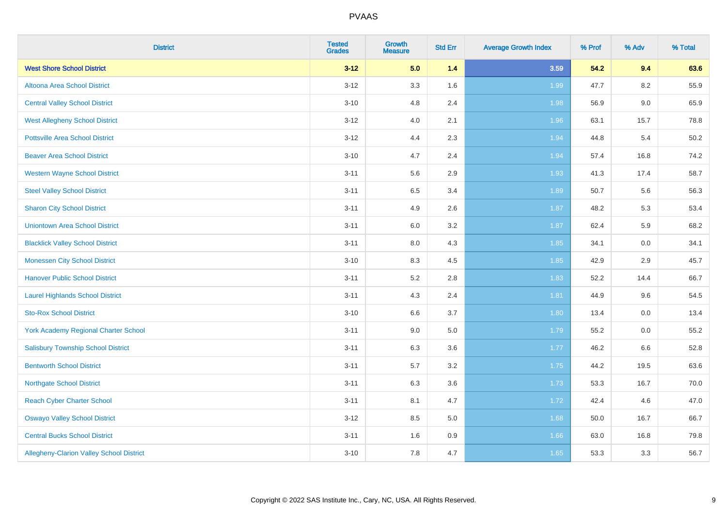# PVAAS

| District | Tested Grades | Growth Measure | Std Err | Average Growth Index | % Prof | % Adv | % Total |
|---|---|---|---|---|---|---|---|
| **West Shore School District** | **3-12** | **5.0** | **1.4** | **3.59** | **54.2** | **9.4** | **63.6** |
| Altoona Area School District | 3-12 | 3.3 | 1.6 | 1.99 | 47.7 | 8.2 | 55.9 |
| Central Valley School District | 3-10 | 4.8 | 2.4 | 1.98 | 56.9 | 9.0 | 65.9 |
| West Allegheny School District | 3-12 | 4.0 | 2.1 | 1.96 | 63.1 | 15.7 | 78.8 |
| Pottsville Area School District | 3-12 | 4.4 | 2.3 | 1.94 | 44.8 | 5.4 | 50.2 |
| Beaver Area School District | 3-10 | 4.7 | 2.4 | 1.94 | 57.4 | 16.8 | 74.2 |
| Western Wayne School District | 3-11 | 5.6 | 2.9 | 1.93 | 41.3 | 17.4 | 58.7 |
| Steel Valley School District | 3-11 | 6.5 | 3.4 | 1.89 | 50.7 | 5.6 | 56.3 |
| Sharon City School District | 3-11 | 4.9 | 2.6 | 1.87 | 48.2 | 5.3 | 53.4 |
| Uniontown Area School District | 3-11 | 6.0 | 3.2 | 1.87 | 62.4 | 5.9 | 68.2 |
| Blacklick Valley School District | 3-11 | 8.0 | 4.3 | 1.85 | 34.1 | 0.0 | 34.1 |
| Monessen City School District | 3-10 | 8.3 | 4.5 | 1.85 | 42.9 | 2.9 | 45.7 |
| Hanover Public School District | 3-11 | 5.2 | 2.8 | 1.83 | 52.2 | 14.4 | 66.7 |
| Laurel Highlands School District | 3-11 | 4.3 | 2.4 | 1.81 | 44.9 | 9.6 | 54.5 |
| Sto-Rox School District | 3-10 | 6.6 | 3.7 | 1.80 | 13.4 | 0.0 | 13.4 |
| York Academy Regional Charter School | 3-11 | 9.0 | 5.0 | 1.79 | 55.2 | 0.0 | 55.2 |
| Salisbury Township School District | 3-11 | 6.3 | 3.6 | 1.77 | 46.2 | 6.6 | 52.8 |
| Bentworth School District | 3-11 | 5.7 | 3.2 | 1.75 | 44.2 | 19.5 | 63.6 |
| Northgate School District | 3-11 | 6.3 | 3.6 | 1.73 | 53.3 | 16.7 | 70.0 |
| Reach Cyber Charter School | 3-11 | 8.1 | 4.7 | 1.72 | 42.4 | 4.6 | 47.0 |
| Oswayo Valley School District | 3-12 | 8.5 | 5.0 | 1.68 | 50.0 | 16.7 | 66.7 |
| Central Bucks School District | 3-11 | 1.6 | 0.9 | 1.66 | 63.0 | 16.8 | 79.8 |
| Allegheny-Clarion Valley School District | 3-10 | 7.8 | 4.7 | 1.65 | 53.3 | 3.3 | 56.7 |

Copyright © 2022 SAS Institute Inc., Cary, NC, USA. All Rights Reserved.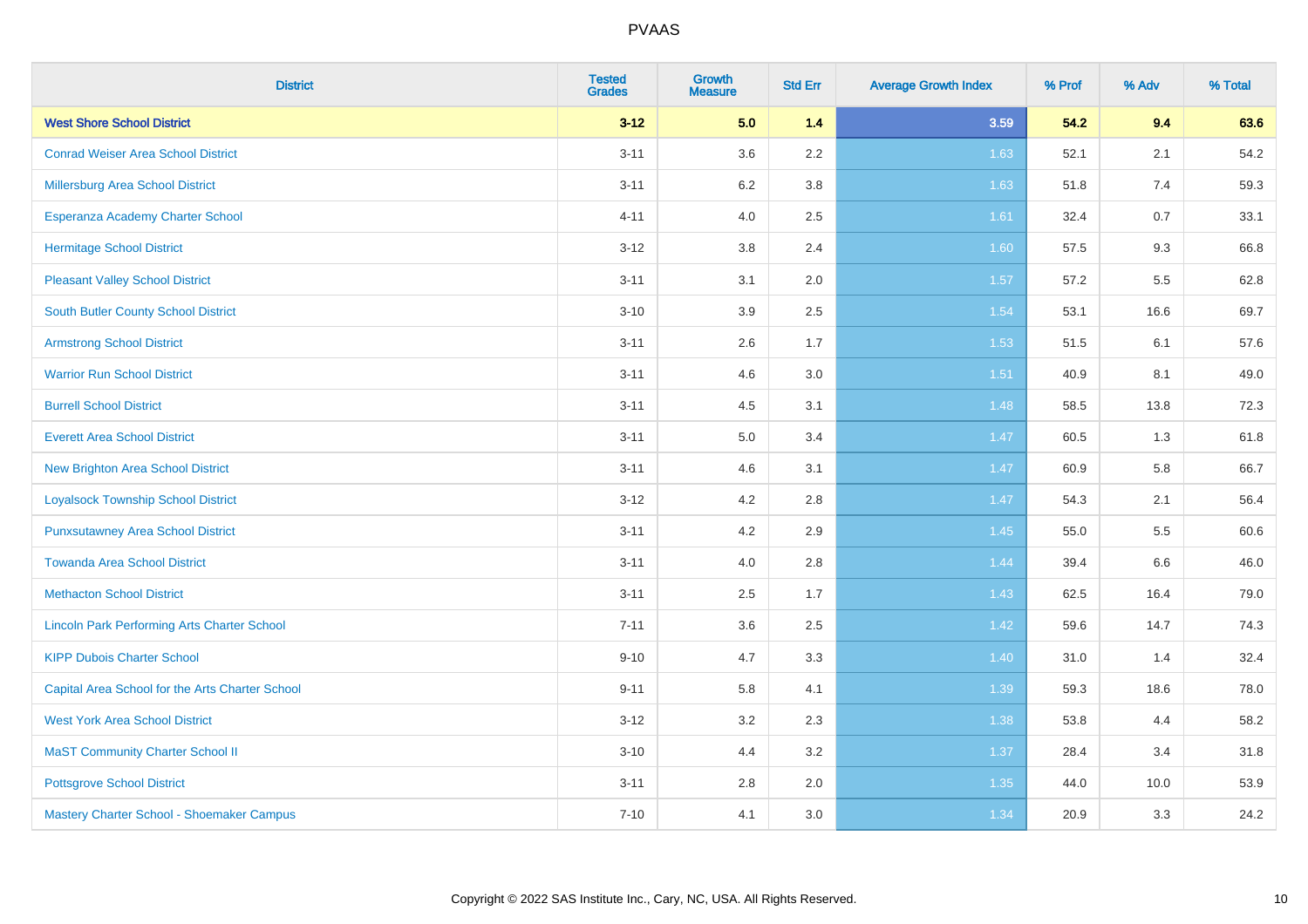| District | Tested Grades | Growth Measure | Std Err | Average Growth Index | % Prof | % Adv | % Total |
|---|---|---|---|---|---|---|---|
| **West Shore School District** | **3-12** | **5.0** | **1.4** | **3.59** | **54.2** | **9.4** | **63.6** |
| Conrad Weiser Area School District | 3-11 | 3.6 | 2.2 | 1.63 | 52.1 | 2.1 | 54.2 |
| Millersburg Area School District | 3-11 | 6.2 | 3.8 | 1.63 | 51.8 | 7.4 | 59.3 |
| Esperanza Academy Charter School | 4-11 | 4.0 | 2.5 | 1.61 | 32.4 | 0.7 | 33.1 |
| Hermitage School District | 3-12 | 3.8 | 2.4 | 1.60 | 57.5 | 9.3 | 66.8 |
| Pleasant Valley School District | 3-11 | 3.1 | 2.0 | 1.57 | 57.2 | 5.5 | 62.8 |
| South Butler County School District | 3-10 | 3.9 | 2.5 | 1.54 | 53.1 | 16.6 | 69.7 |
| Armstrong School District | 3-11 | 2.6 | 1.7 | 1.53 | 51.5 | 6.1 | 57.6 |
| Warrior Run School District | 3-11 | 4.6 | 3.0 | 1.51 | 40.9 | 8.1 | 49.0 |
| Burrell School District | 3-11 | 4.5 | 3.1 | 1.48 | 58.5 | 13.8 | 72.3 |
| Everett Area School District | 3-11 | 5.0 | 3.4 | 1.47 | 60.5 | 1.3 | 61.8 |
| New Brighton Area School District | 3-11 | 4.6 | 3.1 | 1.47 | 60.9 | 5.8 | 66.7 |
| Loyalsock Township School District | 3-12 | 4.2 | 2.8 | 1.47 | 54.3 | 2.1 | 56.4 |
| Punxsutawney Area School District | 3-11 | 4.2 | 2.9 | 1.45 | 55.0 | 5.5 | 60.6 |
| Towanda Area School District | 3-11 | 4.0 | 2.8 | 1.44 | 39.4 | 6.6 | 46.0 |
| Methacton School District | 3-11 | 2.5 | 1.7 | 1.43 | 62.5 | 16.4 | 79.0 |
| Lincoln Park Performing Arts Charter School | 7-11 | 3.6 | 2.5 | 1.42 | 59.6 | 14.7 | 74.3 |
| KIPP Dubois Charter School | 9-10 | 4.7 | 3.3 | 1.40 | 31.0 | 1.4 | 32.4 |
| Capital Area School for the Arts Charter School | 9-11 | 5.8 | 4.1 | 1.39 | 59.3 | 18.6 | 78.0 |
| West York Area School District | 3-12 | 3.2 | 2.3 | 1.38 | 53.8 | 4.4 | 58.2 |
| MaST Community Charter School II | 3-10 | 4.4 | 3.2 | 1.37 | 28.4 | 3.4 | 31.8 |
| Pottsgrove School District | 3-11 | 2.8 | 2.0 | 1.35 | 44.0 | 10.0 | 53.9 |
| Mastery Charter School - Shoemaker Campus | 7-10 | 4.1 | 3.0 | 1.34 | 20.9 | 3.3 | 24.2 |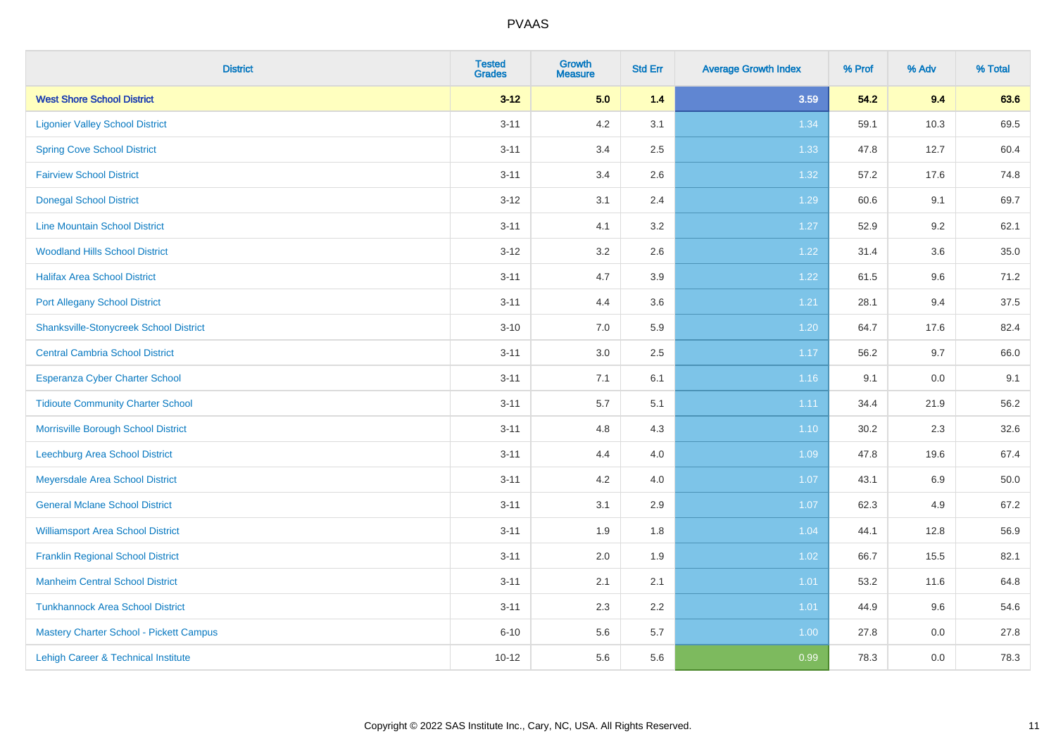# PVAAS

| District | Tested Grades | Growth Measure | Std Err | Average Growth Index | % Prof | % Adv | % Total |
|---|---|---|---|---|---|---|---|
| **West Shore School District** | **3-12** | **5.0** | **1.4** | **3.59** | **54.2** | **9.4** | **63.6** |
| Ligonier Valley School District | 3-11 | 4.2 | 3.1 | 1.34 | 59.1 | 10.3 | 69.5 |
| Spring Cove School District | 3-11 | 3.4 | 2.5 | 1.33 | 47.8 | 12.7 | 60.4 |
| Fairview School District | 3-11 | 3.4 | 2.6 | 1.32 | 57.2 | 17.6 | 74.8 |
| Donegal School District | 3-12 | 3.1 | 2.4 | 1.29 | 60.6 | 9.1 | 69.7 |
| Line Mountain School District | 3-11 | 4.1 | 3.2 | 1.27 | 52.9 | 9.2 | 62.1 |
| Woodland Hills School District | 3-12 | 3.2 | 2.6 | 1.22 | 31.4 | 3.6 | 35.0 |
| Halifax Area School District | 3-11 | 4.7 | 3.9 | 1.22 | 61.5 | 9.6 | 71.2 |
| Port Allegany School District | 3-11 | 4.4 | 3.6 | 1.21 | 28.1 | 9.4 | 37.5 |
| Shanksville-Stonycreek School District | 3-10 | 7.0 | 5.9 | 1.20 | 64.7 | 17.6 | 82.4 |
| Central Cambria School District | 3-11 | 3.0 | 2.5 | 1.17 | 56.2 | 9.7 | 66.0 |
| Esperanza Cyber Charter School | 3-11 | 7.1 | 6.1 | 1.16 | 9.1 | 0.0 | 9.1 |
| Tidioute Community Charter School | 3-11 | 5.7 | 5.1 | 1.11 | 34.4 | 21.9 | 56.2 |
| Morrisville Borough School District | 3-11 | 4.8 | 4.3 | 1.10 | 30.2 | 2.3 | 32.6 |
| Leechburg Area School District | 3-11 | 4.4 | 4.0 | 1.09 | 47.8 | 19.6 | 67.4 |
| Meyersdale Area School District | 3-11 | 4.2 | 4.0 | 1.07 | 43.1 | 6.9 | 50.0 |
| General Mclane School District | 3-11 | 3.1 | 2.9 | 1.07 | 62.3 | 4.9 | 67.2 |
| Williamsport Area School District | 3-11 | 1.9 | 1.8 | 1.04 | 44.1 | 12.8 | 56.9 |
| Franklin Regional School District | 3-11 | 2.0 | 1.9 | 1.02 | 66.7 | 15.5 | 82.1 |
| Manheim Central School District | 3-11 | 2.1 | 2.1 | 1.01 | 53.2 | 11.6 | 64.8 |
| Tunkhannock Area School District | 3-11 | 2.3 | 2.2 | 1.01 | 44.9 | 9.6 | 54.6 |
| Mastery Charter School - Pickett Campus | 6-10 | 5.6 | 5.7 | 1.00 | 27.8 | 0.0 | 27.8 |
| Lehigh Career & Technical Institute | 10-12 | 5.6 | 5.6 | 0.99 | 78.3 | 0.0 | 78.3 |

Copyright © 2022 SAS Institute Inc., Cary, NC, USA. All Rights Reserved.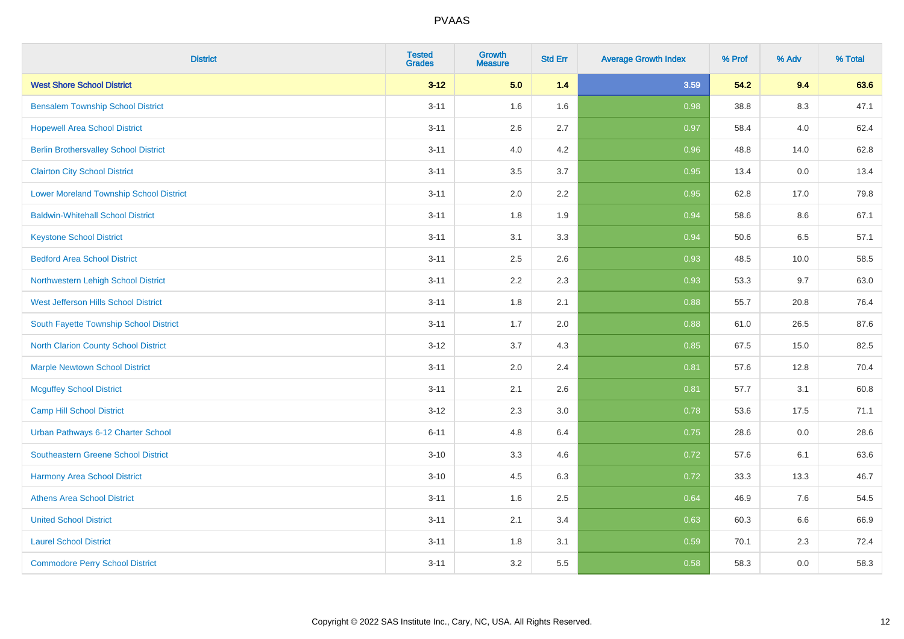| District | Tested Grades | Growth Measure | Std Err | Average Growth Index | % Prof | % Adv | % Total |
|---|---|---|---|---|---|---|---|
| **West Shore School District** | **3-12** | **5.0** | **1.4** | **3.59** | **54.2** | **9.4** | **63.6** |
| Bensalem Township School District | 3-11 | 1.6 | 1.6 | 0.98 | 38.8 | 8.3 | 47.1 |
| Hopewell Area School District | 3-11 | 2.6 | 2.7 | 0.97 | 58.4 | 4.0 | 62.4 |
| Berlin Brothersvalley School District | 3-11 | 4.0 | 4.2 | 0.96 | 48.8 | 14.0 | 62.8 |
| Clairton City School District | 3-11 | 3.5 | 3.7 | 0.95 | 13.4 | 0.0 | 13.4 |
| Lower Moreland Township School District | 3-11 | 2.0 | 2.2 | 0.95 | 62.8 | 17.0 | 79.8 |
| Baldwin-Whitehall School District | 3-11 | 1.8 | 1.9 | 0.94 | 58.6 | 8.6 | 67.1 |
| Keystone School District | 3-11 | 3.1 | 3.3 | 0.94 | 50.6 | 6.5 | 57.1 |
| Bedford Area School District | 3-11 | 2.5 | 2.6 | 0.93 | 48.5 | 10.0 | 58.5 |
| Northwestern Lehigh School District | 3-11 | 2.2 | 2.3 | 0.93 | 53.3 | 9.7 | 63.0 |
| West Jefferson Hills School District | 3-11 | 1.8 | 2.1 | 0.88 | 55.7 | 20.8 | 76.4 |
| South Fayette Township School District | 3-11 | 1.7 | 2.0 | 0.88 | 61.0 | 26.5 | 87.6 |
| North Clarion County School District | 3-12 | 3.7 | 4.3 | 0.85 | 67.5 | 15.0 | 82.5 |
| Marple Newtown School District | 3-11 | 2.0 | 2.4 | 0.81 | 57.6 | 12.8 | 70.4 |
| Mcguffey School District | 3-11 | 2.1 | 2.6 | 0.81 | 57.7 | 3.1 | 60.8 |
| Camp Hill School District | 3-12 | 2.3 | 3.0 | 0.78 | 53.6 | 17.5 | 71.1 |
| Urban Pathways 6-12 Charter School | 6-11 | 4.8 | 6.4 | 0.75 | 28.6 | 0.0 | 28.6 |
| Southeastern Greene School District | 3-10 | 3.3 | 4.6 | 0.72 | 57.6 | 6.1 | 63.6 |
| Harmony Area School District | 3-10 | 4.5 | 6.3 | 0.72 | 33.3 | 13.3 | 46.7 |
| Athens Area School District | 3-11 | 1.6 | 2.5 | 0.64 | 46.9 | 7.6 | 54.5 |
| United School District | 3-11 | 2.1 | 3.4 | 0.63 | 60.3 | 6.6 | 66.9 |
| Laurel School District | 3-11 | 1.8 | 3.1 | 0.59 | 70.1 | 2.3 | 72.4 |
| Commodore Perry School District | 3-11 | 3.2 | 5.5 | 0.58 | 58.3 | 0.0 | 58.3 |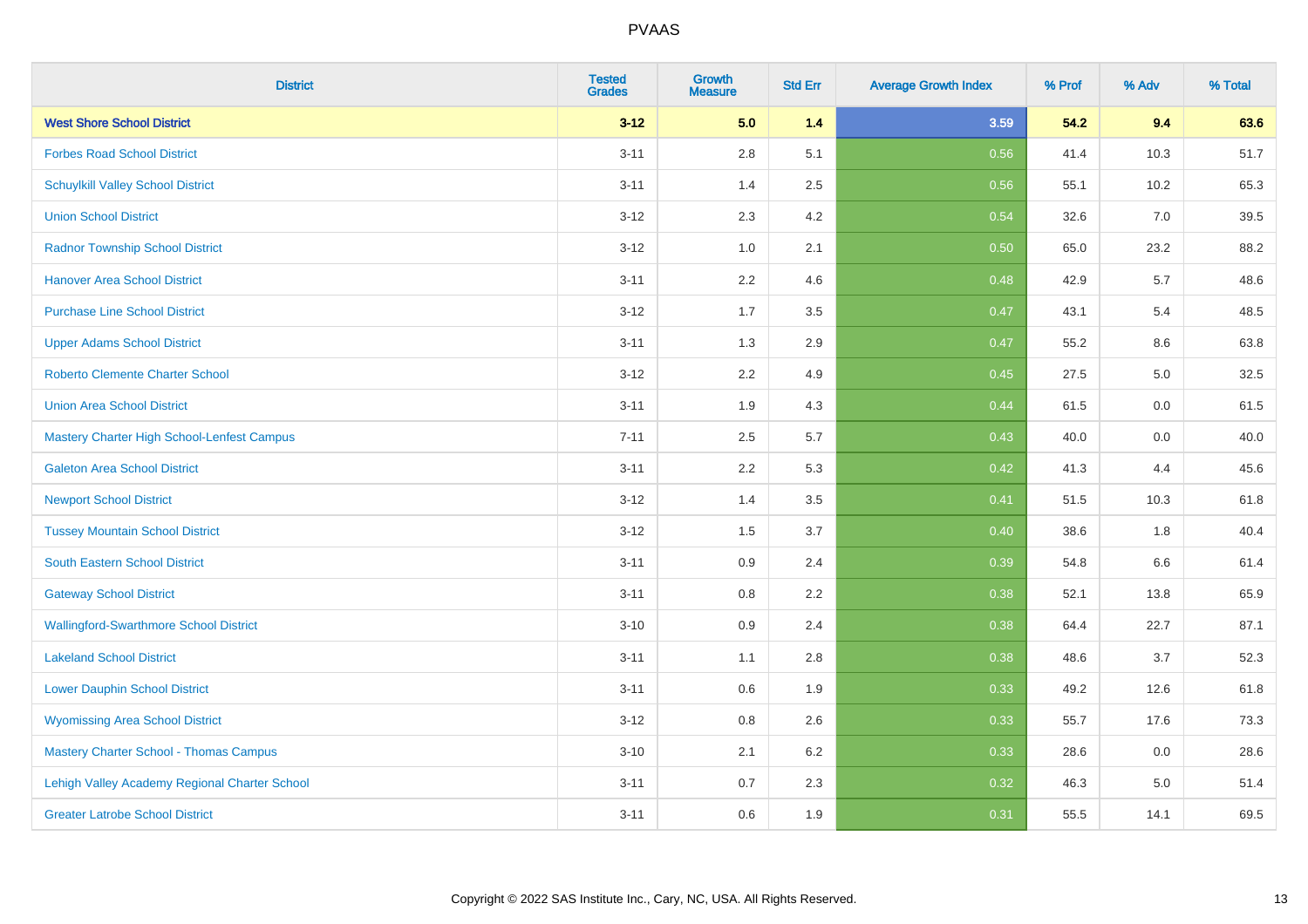# PVAAS

| District | Tested Grades | Growth Measure | Std Err | Average Growth Index | % Prof | % Adv | % Total |
|---|---|---|---|---|---|---|---|
| **West Shore School District** | **3-12** | **5.0** | **1.4** | **3.59** | **54.2** | **9.4** | **63.6** |
| Forbes Road School District | 3-11 | 2.8 | 5.1 | 0.56 | 41.4 | 10.3 | 51.7 |
| Schuylkill Valley School District | 3-11 | 1.4 | 2.5 | 0.56 | 55.1 | 10.2 | 65.3 |
| Union School District | 3-12 | 2.3 | 4.2 | 0.54 | 32.6 | 7.0 | 39.5 |
| Radnor Township School District | 3-12 | 1.0 | 2.1 | 0.50 | 65.0 | 23.2 | 88.2 |
| Hanover Area School District | 3-11 | 2.2 | 4.6 | 0.48 | 42.9 | 5.7 | 48.6 |
| Purchase Line School District | 3-12 | 1.7 | 3.5 | 0.47 | 43.1 | 5.4 | 48.5 |
| Upper Adams School District | 3-11 | 1.3 | 2.9 | 0.47 | 55.2 | 8.6 | 63.8 |
| Roberto Clemente Charter School | 3-12 | 2.2 | 4.9 | 0.45 | 27.5 | 5.0 | 32.5 |
| Union Area School District | 3-11 | 1.9 | 4.3 | 0.44 | 61.5 | 0.0 | 61.5 |
| Mastery Charter High School-Lenfest Campus | 7-11 | 2.5 | 5.7 | 0.43 | 40.0 | 0.0 | 40.0 |
| Galeton Area School District | 3-11 | 2.2 | 5.3 | 0.42 | 41.3 | 4.4 | 45.6 |
| Newport School District | 3-12 | 1.4 | 3.5 | 0.41 | 51.5 | 10.3 | 61.8 |
| Tussey Mountain School District | 3-12 | 1.5 | 3.7 | 0.40 | 38.6 | 1.8 | 40.4 |
| South Eastern School District | 3-11 | 0.9 | 2.4 | 0.39 | 54.8 | 6.6 | 61.4 |
| Gateway School District | 3-11 | 0.8 | 2.2 | 0.38 | 52.1 | 13.8 | 65.9 |
| Wallingford-Swarthmore School District | 3-10 | 0.9 | 2.4 | 0.38 | 64.4 | 22.7 | 87.1 |
| Lakeland School District | 3-11 | 1.1 | 2.8 | 0.38 | 48.6 | 3.7 | 52.3 |
| Lower Dauphin School District | 3-11 | 0.6 | 1.9 | 0.33 | 49.2 | 12.6 | 61.8 |
| Wyomissing Area School District | 3-12 | 0.8 | 2.6 | 0.33 | 55.7 | 17.6 | 73.3 |
| Mastery Charter School - Thomas Campus | 3-10 | 2.1 | 6.2 | 0.33 | 28.6 | 0.0 | 28.6 |
| Lehigh Valley Academy Regional Charter School | 3-11 | 0.7 | 2.3 | 0.32 | 46.3 | 5.0 | 51.4 |
| Greater Latrobe School District | 3-11 | 0.6 | 1.9 | 0.31 | 55.5 | 14.1 | 69.5 |

Copyright © 2022 SAS Institute Inc., Cary, NC, USA. All Rights Reserved.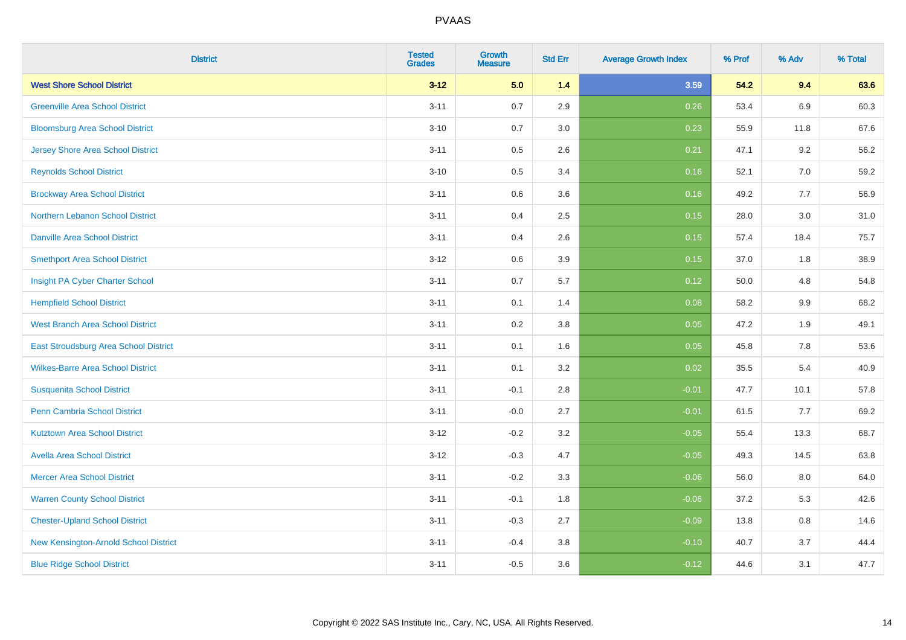# PVAAS

| District | Tested Grades | Growth Measure | Std Err | Average Growth Index | % Prof | % Adv | % Total |
|---|---|---|---|---|---|---|---|
| **West Shore School District** | **3-12** | **5.0** | **1.4** | **3.59** | **54.2** | **9.4** | **63.6** |
| Greenville Area School District | 3-11 | 0.7 | 2.9 | 0.26 | 53.4 | 6.9 | 60.3 |
| Bloomsburg Area School District | 3-10 | 0.7 | 3.0 | 0.23 | 55.9 | 11.8 | 67.6 |
| Jersey Shore Area School District | 3-11 | 0.5 | 2.6 | 0.21 | 47.1 | 9.2 | 56.2 |
| Reynolds School District | 3-10 | 0.5 | 3.4 | 0.16 | 52.1 | 7.0 | 59.2 |
| Brockway Area School District | 3-11 | 0.6 | 3.6 | 0.16 | 49.2 | 7.7 | 56.9 |
| Northern Lebanon School District | 3-11 | 0.4 | 2.5 | 0.15 | 28.0 | 3.0 | 31.0 |
| Danville Area School District | 3-11 | 0.4 | 2.6 | 0.15 | 57.4 | 18.4 | 75.7 |
| Smethport Area School District | 3-12 | 0.6 | 3.9 | 0.15 | 37.0 | 1.8 | 38.9 |
| Insight PA Cyber Charter School | 3-11 | 0.7 | 5.7 | 0.12 | 50.0 | 4.8 | 54.8 |
| Hempfield School District | 3-11 | 0.1 | 1.4 | 0.08 | 58.2 | 9.9 | 68.2 |
| West Branch Area School District | 3-11 | 0.2 | 3.8 | 0.05 | 47.2 | 1.9 | 49.1 |
| East Stroudsburg Area School District | 3-11 | 0.1 | 1.6 | 0.05 | 45.8 | 7.8 | 53.6 |
| Wilkes-Barre Area School District | 3-11 | 0.1 | 3.2 | 0.02 | 35.5 | 5.4 | 40.9 |
| Susquenita School District | 3-11 | -0.1 | 2.8 | -0.01 | 47.7 | 10.1 | 57.8 |
| Penn Cambria School District | 3-11 | -0.0 | 2.7 | -0.01 | 61.5 | 7.7 | 69.2 |
| Kutztown Area School District | 3-12 | -0.2 | 3.2 | -0.05 | 55.4 | 13.3 | 68.7 |
| Avella Area School District | 3-12 | -0.3 | 4.7 | -0.05 | 49.3 | 14.5 | 63.8 |
| Mercer Area School District | 3-11 | -0.2 | 3.3 | -0.06 | 56.0 | 8.0 | 64.0 |
| Warren County School District | 3-11 | -0.1 | 1.8 | -0.06 | 37.2 | 5.3 | 42.6 |
| Chester-Upland School District | 3-11 | -0.3 | 2.7 | -0.09 | 13.8 | 0.8 | 14.6 |
| New Kensington-Arnold School District | 3-11 | -0.4 | 3.8 | -0.10 | 40.7 | 3.7 | 44.4 |
| Blue Ridge School District | 3-11 | -0.5 | 3.6 | -0.12 | 44.6 | 3.1 | 47.7 |

Copyright © 2022 SAS Institute Inc., Cary, NC, USA. All Rights Reserved.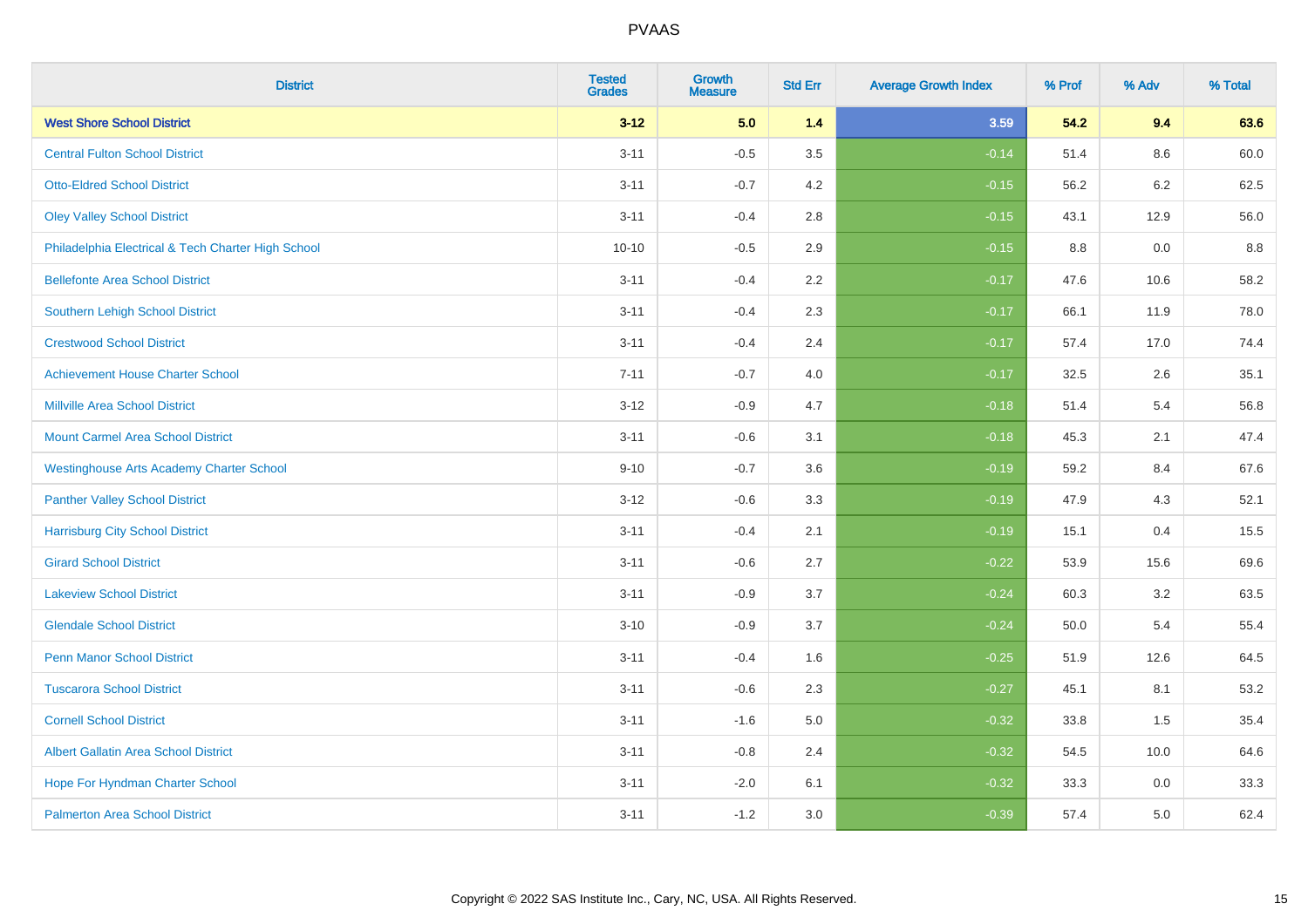# PVAAS

| District | Tested Grades | Growth Measure | Std Err | Average Growth Index | % Prof | % Adv | % Total |
|---|---|---|---|---|---|---|---|
| **West Shore School District** | **3-12** | **5.0** | **1.4** | **3.59** | **54.2** | **9.4** | **63.6** |
| Central Fulton School District | 3-11 | -0.5 | 3.5 | -0.14 | 51.4 | 8.6 | 60.0 |
| Otto-Eldred School District | 3-11 | -0.7 | 4.2 | -0.15 | 56.2 | 6.2 | 62.5 |
| Oley Valley School District | 3-11 | -0.4 | 2.8 | -0.15 | 43.1 | 12.9 | 56.0 |
| Philadelphia Electrical & Tech Charter High School | 10-10 | -0.5 | 2.9 | -0.15 | 8.8 | 0.0 | 8.8 |
| Bellefonte Area School District | 3-11 | -0.4 | 2.2 | -0.17 | 47.6 | 10.6 | 58.2 |
| Southern Lehigh School District | 3-11 | -0.4 | 2.3 | -0.17 | 66.1 | 11.9 | 78.0 |
| Crestwood School District | 3-11 | -0.4 | 2.4 | -0.17 | 57.4 | 17.0 | 74.4 |
| Achievement House Charter School | 7-11 | -0.7 | 4.0 | -0.17 | 32.5 | 2.6 | 35.1 |
| Millville Area School District | 3-12 | -0.9 | 4.7 | -0.18 | 51.4 | 5.4 | 56.8 |
| Mount Carmel Area School District | 3-11 | -0.6 | 3.1 | -0.18 | 45.3 | 2.1 | 47.4 |
| Westinghouse Arts Academy Charter School | 9-10 | -0.7 | 3.6 | -0.19 | 59.2 | 8.4 | 67.6 |
| Panther Valley School District | 3-12 | -0.6 | 3.3 | -0.19 | 47.9 | 4.3 | 52.1 |
| Harrisburg City School District | 3-11 | -0.4 | 2.1 | -0.19 | 15.1 | 0.4 | 15.5 |
| Girard School District | 3-11 | -0.6 | 2.7 | -0.22 | 53.9 | 15.6 | 69.6 |
| Lakeview School District | 3-11 | -0.9 | 3.7 | -0.24 | 60.3 | 3.2 | 63.5 |
| Glendale School District | 3-10 | -0.9 | 3.7 | -0.24 | 50.0 | 5.4 | 55.4 |
| Penn Manor School District | 3-11 | -0.4 | 1.6 | -0.25 | 51.9 | 12.6 | 64.5 |
| Tuscarora School District | 3-11 | -0.6 | 2.3 | -0.27 | 45.1 | 8.1 | 53.2 |
| Cornell School District | 3-11 | -1.6 | 5.0 | -0.32 | 33.8 | 1.5 | 35.4 |
| Albert Gallatin Area School District | 3-11 | -0.8 | 2.4 | -0.32 | 54.5 | 10.0 | 64.6 |
| Hope For Hyndman Charter School | 3-11 | -2.0 | 6.1 | -0.32 | 33.3 | 0.0 | 33.3 |
| Palmerton Area School District | 3-11 | -1.2 | 3.0 | -0.39 | 57.4 | 5.0 | 62.4 |

Copyright © 2022 SAS Institute Inc., Cary, NC, USA. All Rights Reserved.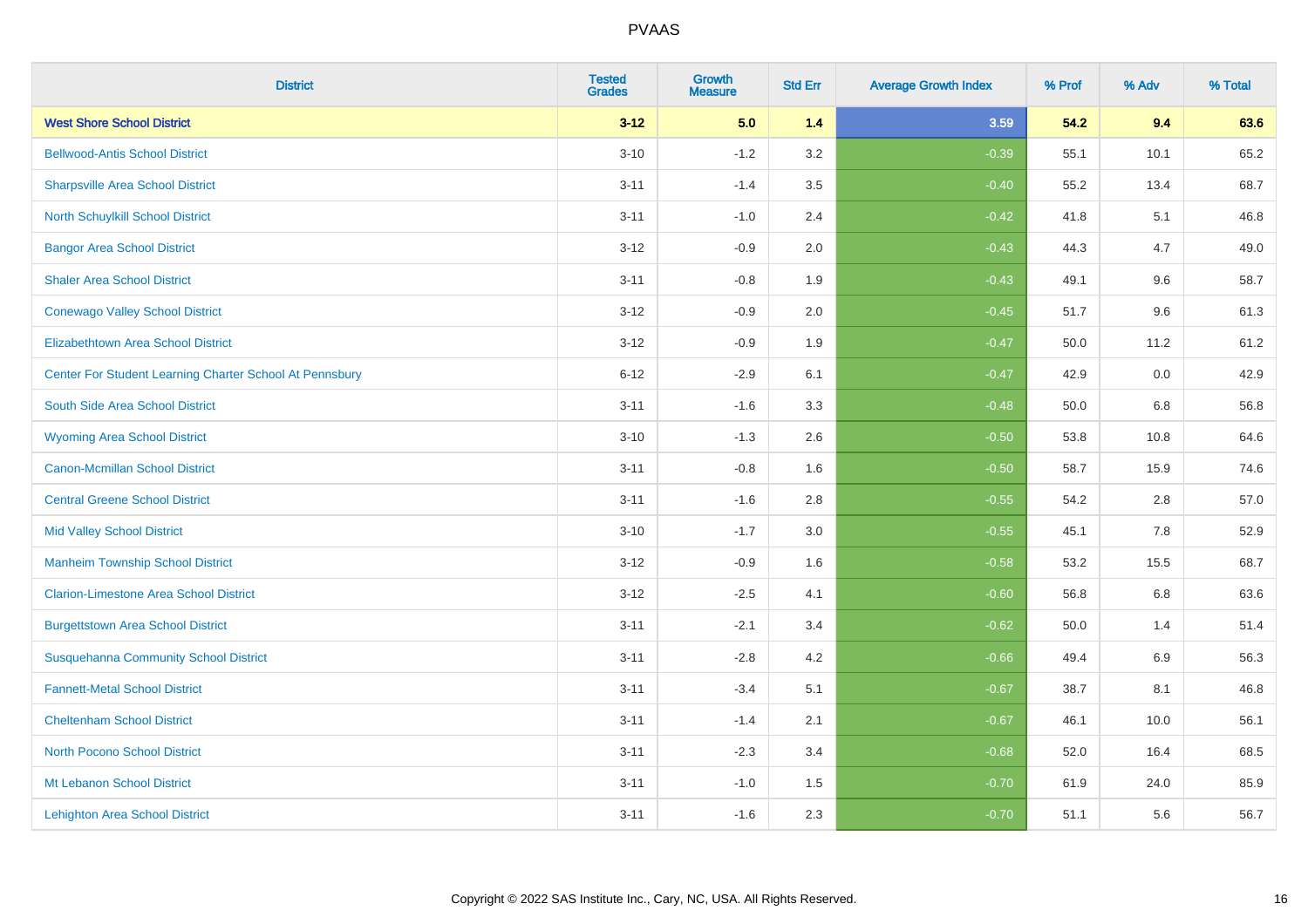# PVAAS

| District | Tested Grades | Growth Measure | Std Err | Average Growth Index | % Prof | % Adv | % Total |
|---|---|---|---|---|---|---|---|
| **West Shore School District** | **3-12** | **5.0** | **1.4** | **3.59** | **54.2** | **9.4** | **63.6** |
| Bellwood-Antis School District | 3-10 | -1.2 | 3.2 | -0.39 | 55.1 | 10.1 | 65.2 |
| Sharpsville Area School District | 3-11 | -1.4 | 3.5 | -0.40 | 55.2 | 13.4 | 68.7 |
| North Schuylkill School District | 3-11 | -1.0 | 2.4 | -0.42 | 41.8 | 5.1 | 46.8 |
| Bangor Area School District | 3-12 | -0.9 | 2.0 | -0.43 | 44.3 | 4.7 | 49.0 |
| Shaler Area School District | 3-11 | -0.8 | 1.9 | -0.43 | 49.1 | 9.6 | 58.7 |
| Conewago Valley School District | 3-12 | -0.9 | 2.0 | -0.45 | 51.7 | 9.6 | 61.3 |
| Elizabethtown Area School District | 3-12 | -0.9 | 1.9 | -0.47 | 50.0 | 11.2 | 61.2 |
| Center For Student Learning Charter School At Pennsbury | 6-12 | -2.9 | 6.1 | -0.47 | 42.9 | 0.0 | 42.9 |
| South Side Area School District | 3-11 | -1.6 | 3.3 | -0.48 | 50.0 | 6.8 | 56.8 |
| Wyoming Area School District | 3-10 | -1.3 | 2.6 | -0.50 | 53.8 | 10.8 | 64.6 |
| Canon-Mcmillan School District | 3-11 | -0.8 | 1.6 | -0.50 | 58.7 | 15.9 | 74.6 |
| Central Greene School District | 3-11 | -1.6 | 2.8 | -0.55 | 54.2 | 2.8 | 57.0 |
| Mid Valley School District | 3-10 | -1.7 | 3.0 | -0.55 | 45.1 | 7.8 | 52.9 |
| Manheim Township School District | 3-12 | -0.9 | 1.6 | -0.58 | 53.2 | 15.5 | 68.7 |
| Clarion-Limestone Area School District | 3-12 | -2.5 | 4.1 | -0.60 | 56.8 | 6.8 | 63.6 |
| Burgettstown Area School District | 3-11 | -2.1 | 3.4 | -0.62 | 50.0 | 1.4 | 51.4 |
| Susquehanna Community School District | 3-11 | -2.8 | 4.2 | -0.66 | 49.4 | 6.9 | 56.3 |
| Fannett-Metal School District | 3-11 | -3.4 | 5.1 | -0.67 | 38.7 | 8.1 | 46.8 |
| Cheltenham School District | 3-11 | -1.4 | 2.1 | -0.67 | 46.1 | 10.0 | 56.1 |
| North Pocono School District | 3-11 | -2.3 | 3.4 | -0.68 | 52.0 | 16.4 | 68.5 |
| Mt Lebanon School District | 3-11 | -1.0 | 1.5 | -0.70 | 61.9 | 24.0 | 85.9 |
| Lehighton Area School District | 3-11 | -1.6 | 2.3 | -0.70 | 51.1 | 5.6 | 56.7 |

Copyright © 2022 SAS Institute Inc., Cary, NC, USA. All Rights Reserved.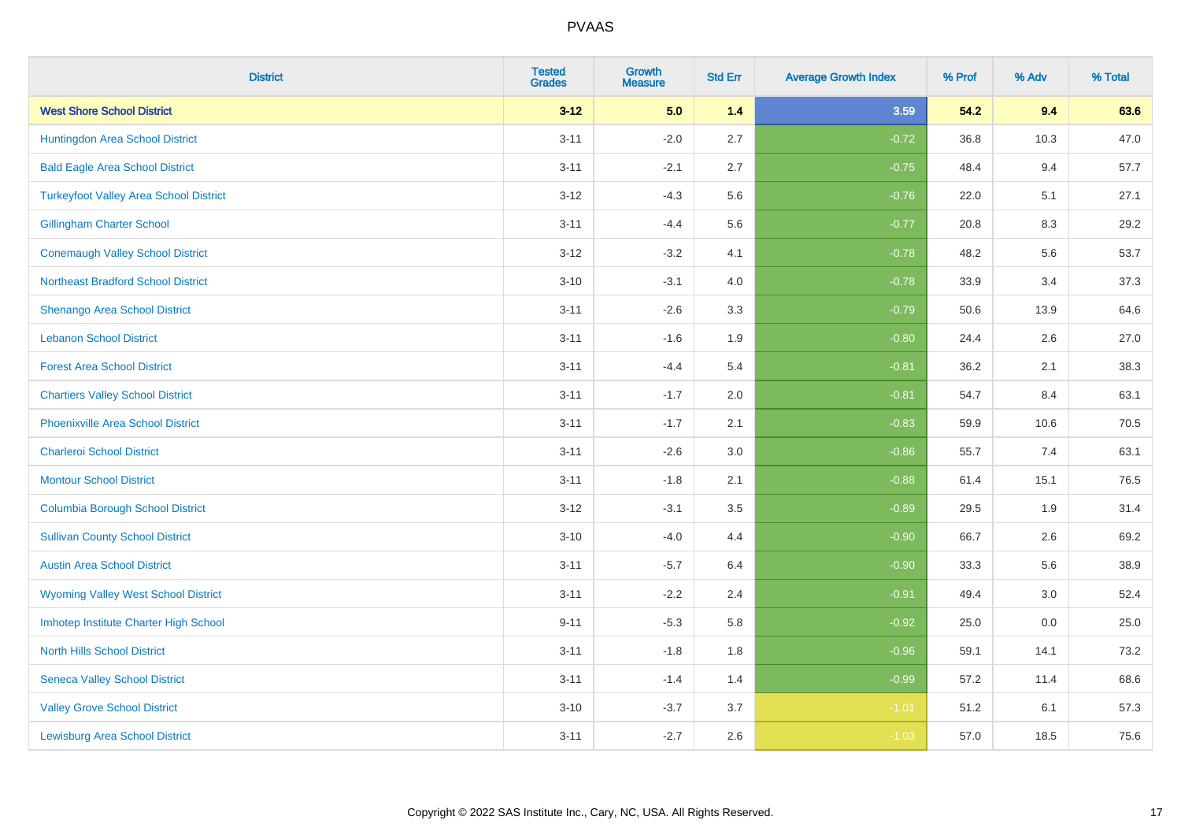# PVAAS

| District | Tested Grades | Growth Measure | Std Err | Average Growth Index | % Prof | % Adv | % Total |
|---|---|---|---|---|---|---|---|
| **West Shore School District** | **3-12** | **5.0** | **1.4** | **3.59** | **54.2** | **9.4** | **63.6** |
| Huntingdon Area School District | 3-11 | -2.0 | 2.7 | -0.72 | 36.8 | 10.3 | 47.0 |
| Bald Eagle Area School District | 3-11 | -2.1 | 2.7 | -0.75 | 48.4 | 9.4 | 57.7 |
| Turkeyfoot Valley Area School District | 3-12 | -4.3 | 5.6 | -0.76 | 22.0 | 5.1 | 27.1 |
| Gillingham Charter School | 3-11 | -4.4 | 5.6 | -0.77 | 20.8 | 8.3 | 29.2 |
| Conemaugh Valley School District | 3-12 | -3.2 | 4.1 | -0.78 | 48.2 | 5.6 | 53.7 |
| Northeast Bradford School District | 3-10 | -3.1 | 4.0 | -0.78 | 33.9 | 3.4 | 37.3 |
| Shenango Area School District | 3-11 | -2.6 | 3.3 | -0.79 | 50.6 | 13.9 | 64.6 |
| Lebanon School District | 3-11 | -1.6 | 1.9 | -0.80 | 24.4 | 2.6 | 27.0 |
| Forest Area School District | 3-11 | -4.4 | 5.4 | -0.81 | 36.2 | 2.1 | 38.3 |
| Chartiers Valley School District | 3-11 | -1.7 | 2.0 | -0.81 | 54.7 | 8.4 | 63.1 |
| Phoenixville Area School District | 3-11 | -1.7 | 2.1 | -0.83 | 59.9 | 10.6 | 70.5 |
| Charleroi School District | 3-11 | -2.6 | 3.0 | -0.86 | 55.7 | 7.4 | 63.1 |
| Montour School District | 3-11 | -1.8 | 2.1 | -0.88 | 61.4 | 15.1 | 76.5 |
| Columbia Borough School District | 3-12 | -3.1 | 3.5 | -0.89 | 29.5 | 1.9 | 31.4 |
| Sullivan County School District | 3-10 | -4.0 | 4.4 | -0.90 | 66.7 | 2.6 | 69.2 |
| Austin Area School District | 3-11 | -5.7 | 6.4 | -0.90 | 33.3 | 5.6 | 38.9 |
| Wyoming Valley West School District | 3-11 | -2.2 | 2.4 | -0.91 | 49.4 | 3.0 | 52.4 |
| Imhotep Institute Charter High School | 9-11 | -5.3 | 5.8 | -0.92 | 25.0 | 0.0 | 25.0 |
| North Hills School District | 3-11 | -1.8 | 1.8 | -0.96 | 59.1 | 14.1 | 73.2 |
| Seneca Valley School District | 3-11 | -1.4 | 1.4 | -0.99 | 57.2 | 11.4 | 68.6 |
| Valley Grove School District | 3-10 | -3.7 | 3.7 | -1.01 | 51.2 | 6.1 | 57.3 |
| Lewisburg Area School District | 3-11 | -2.7 | 2.6 | -1.03 | 57.0 | 18.5 | 75.6 |

Copyright © 2022 SAS Institute Inc., Cary, NC, USA. All Rights Reserved.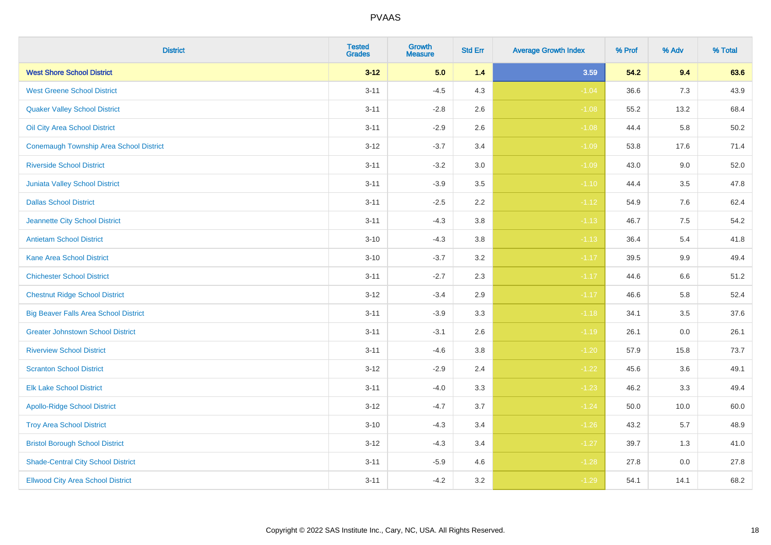# PVAAS

| District | Tested Grades | Growth Measure | Std Err | Average Growth Index | % Prof | % Adv | % Total |
|---|---|---|---|---|---|---|---|
| **West Shore School District** | **3-12** | **5.0** | **1.4** | **3.59** | **54.2** | **9.4** | **63.6** |
| West Greene School District | 3-11 | -4.5 | 4.3 | -1.04 | 36.6 | 7.3 | 43.9 |
| Quaker Valley School District | 3-11 | -2.8 | 2.6 | -1.08 | 55.2 | 13.2 | 68.4 |
| Oil City Area School District | 3-11 | -2.9 | 2.6 | -1.08 | 44.4 | 5.8 | 50.2 |
| Conemaugh Township Area School District | 3-12 | -3.7 | 3.4 | -1.09 | 53.8 | 17.6 | 71.4 |
| Riverside School District | 3-11 | -3.2 | 3.0 | -1.09 | 43.0 | 9.0 | 52.0 |
| Juniata Valley School District | 3-11 | -3.9 | 3.5 | -1.10 | 44.4 | 3.5 | 47.8 |
| Dallas School District | 3-11 | -2.5 | 2.2 | -1.12 | 54.9 | 7.6 | 62.4 |
| Jeannette City School District | 3-11 | -4.3 | 3.8 | -1.13 | 46.7 | 7.5 | 54.2 |
| Antietam School District | 3-10 | -4.3 | 3.8 | -1.13 | 36.4 | 5.4 | 41.8 |
| Kane Area School District | 3-10 | -3.7 | 3.2 | -1.17 | 39.5 | 9.9 | 49.4 |
| Chichester School District | 3-11 | -2.7 | 2.3 | -1.17 | 44.6 | 6.6 | 51.2 |
| Chestnut Ridge School District | 3-12 | -3.4 | 2.9 | -1.17 | 46.6 | 5.8 | 52.4 |
| Big Beaver Falls Area School District | 3-11 | -3.9 | 3.3 | -1.18 | 34.1 | 3.5 | 37.6 |
| Greater Johnstown School District | 3-11 | -3.1 | 2.6 | -1.19 | 26.1 | 0.0 | 26.1 |
| Riverview School District | 3-11 | -4.6 | 3.8 | -1.20 | 57.9 | 15.8 | 73.7 |
| Scranton School District | 3-12 | -2.9 | 2.4 | -1.22 | 45.6 | 3.6 | 49.1 |
| Elk Lake School District | 3-11 | -4.0 | 3.3 | -1.23 | 46.2 | 3.3 | 49.4 |
| Apollo-Ridge School District | 3-12 | -4.7 | 3.7 | -1.24 | 50.0 | 10.0 | 60.0 |
| Troy Area School District | 3-10 | -4.3 | 3.4 | -1.26 | 43.2 | 5.7 | 48.9 |
| Bristol Borough School District | 3-12 | -4.3 | 3.4 | -1.27 | 39.7 | 1.3 | 41.0 |
| Shade-Central City School District | 3-11 | -5.9 | 4.6 | -1.28 | 27.8 | 0.0 | 27.8 |
| Ellwood City Area School District | 3-11 | -4.2 | 3.2 | -1.29 | 54.1 | 14.1 | 68.2 |

Copyright © 2022 SAS Institute Inc., Cary, NC, USA. All Rights Reserved.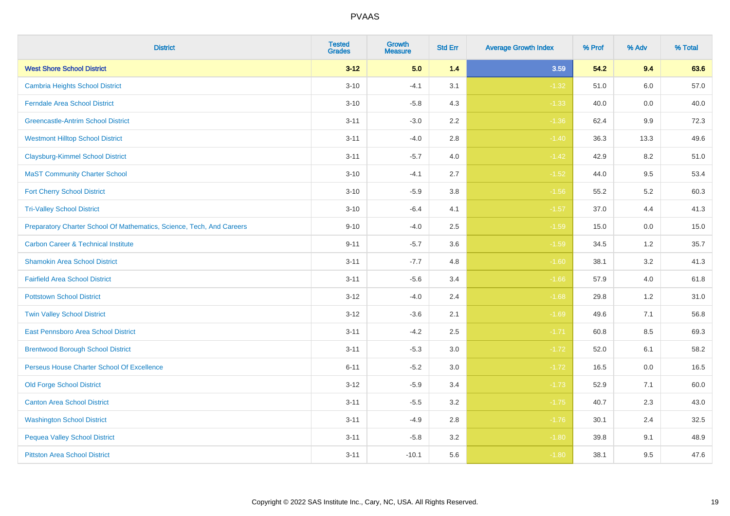| District | Tested Grades | Growth Measure | Std Err | Average Growth Index | % Prof | % Adv | % Total |
|---|---|---|---|---|---|---|---|
| **West Shore School District** | **3-12** | **5.0** | **1.4** | **3.59** | **54.2** | **9.4** | **63.6** |
| Cambria Heights School District | 3-10 | -4.1 | 3.1 | -1.32 | 51.0 | 6.0 | 57.0 |
| Ferndale Area School District | 3-10 | -5.8 | 4.3 | -1.33 | 40.0 | 0.0 | 40.0 |
| Greencastle-Antrim School District | 3-11 | -3.0 | 2.2 | -1.36 | 62.4 | 9.9 | 72.3 |
| Westmont Hilltop School District | 3-11 | -4.0 | 2.8 | -1.40 | 36.3 | 13.3 | 49.6 |
| Claysburg-Kimmel School District | 3-11 | -5.7 | 4.0 | -1.42 | 42.9 | 8.2 | 51.0 |
| MaST Community Charter School | 3-10 | -4.1 | 2.7 | -1.52 | 44.0 | 9.5 | 53.4 |
| Fort Cherry School District | 3-10 | -5.9 | 3.8 | -1.56 | 55.2 | 5.2 | 60.3 |
| Tri-Valley School District | 3-10 | -6.4 | 4.1 | -1.57 | 37.0 | 4.4 | 41.3 |
| Preparatory Charter School Of Mathematics, Science, Tech, And Careers | 9-10 | -4.0 | 2.5 | -1.59 | 15.0 | 0.0 | 15.0 |
| Carbon Career & Technical Institute | 9-11 | -5.7 | 3.6 | -1.59 | 34.5 | 1.2 | 35.7 |
| Shamokin Area School District | 3-11 | -7.7 | 4.8 | -1.60 | 38.1 | 3.2 | 41.3 |
| Fairfield Area School District | 3-11 | -5.6 | 3.4 | -1.66 | 57.9 | 4.0 | 61.8 |
| Pottstown School District | 3-12 | -4.0 | 2.4 | -1.68 | 29.8 | 1.2 | 31.0 |
| Twin Valley School District | 3-12 | -3.6 | 2.1 | -1.69 | 49.6 | 7.1 | 56.8 |
| East Pennsboro Area School District | 3-11 | -4.2 | 2.5 | -1.71 | 60.8 | 8.5 | 69.3 |
| Brentwood Borough School District | 3-11 | -5.3 | 3.0 | -1.72 | 52.0 | 6.1 | 58.2 |
| Perseus House Charter School Of Excellence | 6-11 | -5.2 | 3.0 | -1.72 | 16.5 | 0.0 | 16.5 |
| Old Forge School District | 3-12 | -5.9 | 3.4 | -1.73 | 52.9 | 7.1 | 60.0 |
| Canton Area School District | 3-11 | -5.5 | 3.2 | -1.75 | 40.7 | 2.3 | 43.0 |
| Washington School District | 3-11 | -4.9 | 2.8 | -1.76 | 30.1 | 2.4 | 32.5 |
| Pequea Valley School District | 3-11 | -5.8 | 3.2 | -1.80 | 39.8 | 9.1 | 48.9 |
| Pittston Area School District | 3-11 | -10.1 | 5.6 | -1.80 | 38.1 | 9.5 | 47.6 |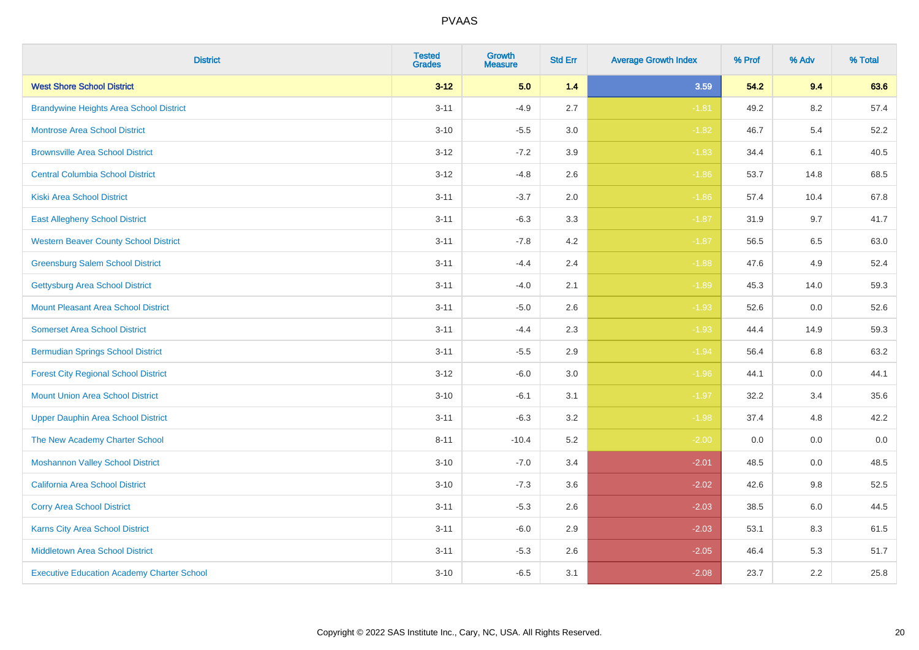# PVAAS

| District | Tested Grades | Growth Measure | Std Err | Average Growth Index | % Prof | % Adv | % Total |
|---|---|---|---|---|---|---|---|
| **West Shore School District** | **3-12** | **5.0** | **1.4** | **3.59** | **54.2** | **9.4** | **63.6** |
| Brandywine Heights Area School District | 3-11 | -4.9 | 2.7 | -1.81 | 49.2 | 8.2 | 57.4 |
| Montrose Area School District | 3-10 | -5.5 | 3.0 | -1.82 | 46.7 | 5.4 | 52.2 |
| Brownsville Area School District | 3-12 | -7.2 | 3.9 | -1.83 | 34.4 | 6.1 | 40.5 |
| Central Columbia School District | 3-12 | -4.8 | 2.6 | -1.86 | 53.7 | 14.8 | 68.5 |
| Kiski Area School District | 3-11 | -3.7 | 2.0 | -1.86 | 57.4 | 10.4 | 67.8 |
| East Allegheny School District | 3-11 | -6.3 | 3.3 | -1.87 | 31.9 | 9.7 | 41.7 |
| Western Beaver County School District | 3-11 | -7.8 | 4.2 | -1.87 | 56.5 | 6.5 | 63.0 |
| Greensburg Salem School District | 3-11 | -4.4 | 2.4 | -1.88 | 47.6 | 4.9 | 52.4 |
| Gettysburg Area School District | 3-11 | -4.0 | 2.1 | -1.89 | 45.3 | 14.0 | 59.3 |
| Mount Pleasant Area School District | 3-11 | -5.0 | 2.6 | -1.93 | 52.6 | 0.0 | 52.6 |
| Somerset Area School District | 3-11 | -4.4 | 2.3 | -1.93 | 44.4 | 14.9 | 59.3 |
| Bermudian Springs School District | 3-11 | -5.5 | 2.9 | -1.94 | 56.4 | 6.8 | 63.2 |
| Forest City Regional School District | 3-12 | -6.0 | 3.0 | -1.96 | 44.1 | 0.0 | 44.1 |
| Mount Union Area School District | 3-10 | -6.1 | 3.1 | -1.97 | 32.2 | 3.4 | 35.6 |
| Upper Dauphin Area School District | 3-11 | -6.3 | 3.2 | -1.98 | 37.4 | 4.8 | 42.2 |
| The New Academy Charter School | 8-11 | -10.4 | 5.2 | -2.00 | 0.0 | 0.0 | 0.0 |
| Moshannon Valley School District | 3-10 | -7.0 | 3.4 | -2.01 | 48.5 | 0.0 | 48.5 |
| California Area School District | 3-10 | -7.3 | 3.6 | -2.02 | 42.6 | 9.8 | 52.5 |
| Corry Area School District | 3-11 | -5.3 | 2.6 | -2.03 | 38.5 | 6.0 | 44.5 |
| Karns City Area School District | 3-11 | -6.0 | 2.9 | -2.03 | 53.1 | 8.3 | 61.5 |
| Middletown Area School District | 3-11 | -5.3 | 2.6 | -2.05 | 46.4 | 5.3 | 51.7 |
| Executive Education Academy Charter School | 3-10 | -6.5 | 3.1 | -2.08 | 23.7 | 2.2 | 25.8 |

Copyright © 2022 SAS Institute Inc., Cary, NC, USA. All Rights Reserved.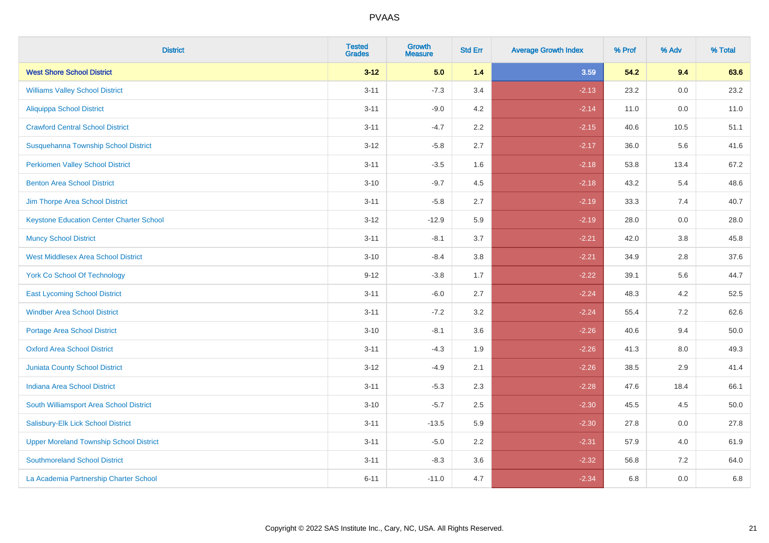# PVAAS

| District | Tested Grades | Growth Measure | Std Err | Average Growth Index | % Prof | % Adv | % Total |
|---|---|---|---|---|---|---|---|
| **West Shore School District** | **3-12** | **5.0** | **1.4** | **3.59** | **54.2** | **9.4** | **63.6** |
| Williams Valley School District | 3-11 | -7.3 | 3.4 | -2.13 | 23.2 | 0.0 | 23.2 |
| Aliquippa School District | 3-11 | -9.0 | 4.2 | -2.14 | 11.0 | 0.0 | 11.0 |
| Crawford Central School District | 3-11 | -4.7 | 2.2 | -2.15 | 40.6 | 10.5 | 51.1 |
| Susquehanna Township School District | 3-12 | -5.8 | 2.7 | -2.17 | 36.0 | 5.6 | 41.6 |
| Perkiomen Valley School District | 3-11 | -3.5 | 1.6 | -2.18 | 53.8 | 13.4 | 67.2 |
| Benton Area School District | 3-10 | -9.7 | 4.5 | -2.18 | 43.2 | 5.4 | 48.6 |
| Jim Thorpe Area School District | 3-11 | -5.8 | 2.7 | -2.19 | 33.3 | 7.4 | 40.7 |
| Keystone Education Center Charter School | 3-12 | -12.9 | 5.9 | -2.19 | 28.0 | 0.0 | 28.0 |
| Muncy School District | 3-11 | -8.1 | 3.7 | -2.21 | 42.0 | 3.8 | 45.8 |
| West Middlesex Area School District | 3-10 | -8.4 | 3.8 | -2.21 | 34.9 | 2.8 | 37.6 |
| York Co School Of Technology | 9-12 | -3.8 | 1.7 | -2.22 | 39.1 | 5.6 | 44.7 |
| East Lycoming School District | 3-11 | -6.0 | 2.7 | -2.24 | 48.3 | 4.2 | 52.5 |
| Windber Area School District | 3-11 | -7.2 | 3.2 | -2.24 | 55.4 | 7.2 | 62.6 |
| Portage Area School District | 3-10 | -8.1 | 3.6 | -2.26 | 40.6 | 9.4 | 50.0 |
| Oxford Area School District | 3-11 | -4.3 | 1.9 | -2.26 | 41.3 | 8.0 | 49.3 |
| Juniata County School District | 3-12 | -4.9 | 2.1 | -2.26 | 38.5 | 2.9 | 41.4 |
| Indiana Area School District | 3-11 | -5.3 | 2.3 | -2.28 | 47.6 | 18.4 | 66.1 |
| South Williamsport Area School District | 3-10 | -5.7 | 2.5 | -2.30 | 45.5 | 4.5 | 50.0 |
| Salisbury-Elk Lick School District | 3-11 | -13.5 | 5.9 | -2.30 | 27.8 | 0.0 | 27.8 |
| Upper Moreland Township School District | 3-11 | -5.0 | 2.2 | -2.31 | 57.9 | 4.0 | 61.9 |
| Southmoreland School District | 3-11 | -8.3 | 3.6 | -2.32 | 56.8 | 7.2 | 64.0 |
| La Academia Partnership Charter School | 6-11 | -11.0 | 4.7 | -2.34 | 6.8 | 0.0 | 6.8 |

Copyright © 2022 SAS Institute Inc., Cary, NC, USA. All Rights Reserved.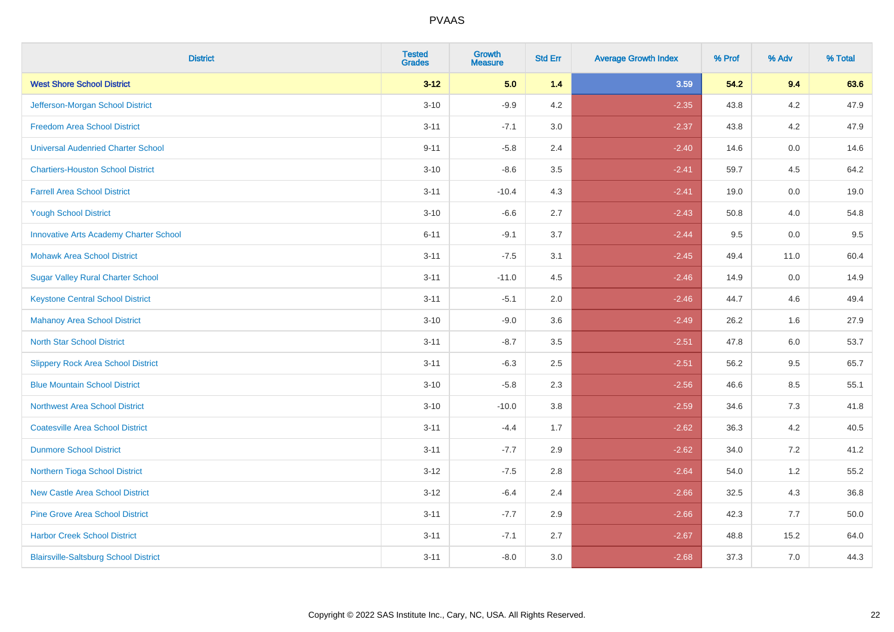# PVAAS

| District | Tested Grades | Growth Measure | Std Err | Average Growth Index | % Prof | % Adv | % Total |
|---|---|---|---|---|---|---|---|
| **West Shore School District** | **3-12** | **5.0** | **1.4** | **3.59** | **54.2** | **9.4** | **63.6** |
| Jefferson-Morgan School District | 3-10 | -9.9 | 4.2 | -2.35 | 43.8 | 4.2 | 47.9 |
| Freedom Area School District | 3-11 | -7.1 | 3.0 | -2.37 | 43.8 | 4.2 | 47.9 |
| Universal Audenried Charter School | 9-11 | -5.8 | 2.4 | -2.40 | 14.6 | 0.0 | 14.6 |
| Chartiers-Houston School District | 3-10 | -8.6 | 3.5 | -2.41 | 59.7 | 4.5 | 64.2 |
| Farrell Area School District | 3-11 | -10.4 | 4.3 | -2.41 | 19.0 | 0.0 | 19.0 |
| Yough School District | 3-10 | -6.6 | 2.7 | -2.43 | 50.8 | 4.0 | 54.8 |
| Innovative Arts Academy Charter School | 6-11 | -9.1 | 3.7 | -2.44 | 9.5 | 0.0 | 9.5 |
| Mohawk Area School District | 3-11 | -7.5 | 3.1 | -2.45 | 49.4 | 11.0 | 60.4 |
| Sugar Valley Rural Charter School | 3-11 | -11.0 | 4.5 | -2.46 | 14.9 | 0.0 | 14.9 |
| Keystone Central School District | 3-11 | -5.1 | 2.0 | -2.46 | 44.7 | 4.6 | 49.4 |
| Mahanoy Area School District | 3-10 | -9.0 | 3.6 | -2.49 | 26.2 | 1.6 | 27.9 |
| North Star School District | 3-11 | -8.7 | 3.5 | -2.51 | 47.8 | 6.0 | 53.7 |
| Slippery Rock Area School District | 3-11 | -6.3 | 2.5 | -2.51 | 56.2 | 9.5 | 65.7 |
| Blue Mountain School District | 3-10 | -5.8 | 2.3 | -2.56 | 46.6 | 8.5 | 55.1 |
| Northwest Area School District | 3-10 | -10.0 | 3.8 | -2.59 | 34.6 | 7.3 | 41.8 |
| Coatesville Area School District | 3-11 | -4.4 | 1.7 | -2.62 | 36.3 | 4.2 | 40.5 |
| Dunmore School District | 3-11 | -7.7 | 2.9 | -2.62 | 34.0 | 7.2 | 41.2 |
| Northern Tioga School District | 3-12 | -7.5 | 2.8 | -2.64 | 54.0 | 1.2 | 55.2 |
| New Castle Area School District | 3-12 | -6.4 | 2.4 | -2.66 | 32.5 | 4.3 | 36.8 |
| Pine Grove Area School District | 3-11 | -7.7 | 2.9 | -2.66 | 42.3 | 7.7 | 50.0 |
| Harbor Creek School District | 3-11 | -7.1 | 2.7 | -2.67 | 48.8 | 15.2 | 64.0 |
| Blairsville-Saltsburg School District | 3-11 | -8.0 | 3.0 | -2.68 | 37.3 | 7.0 | 44.3 |

Copyright © 2022 SAS Institute Inc., Cary, NC, USA. All Rights Reserved.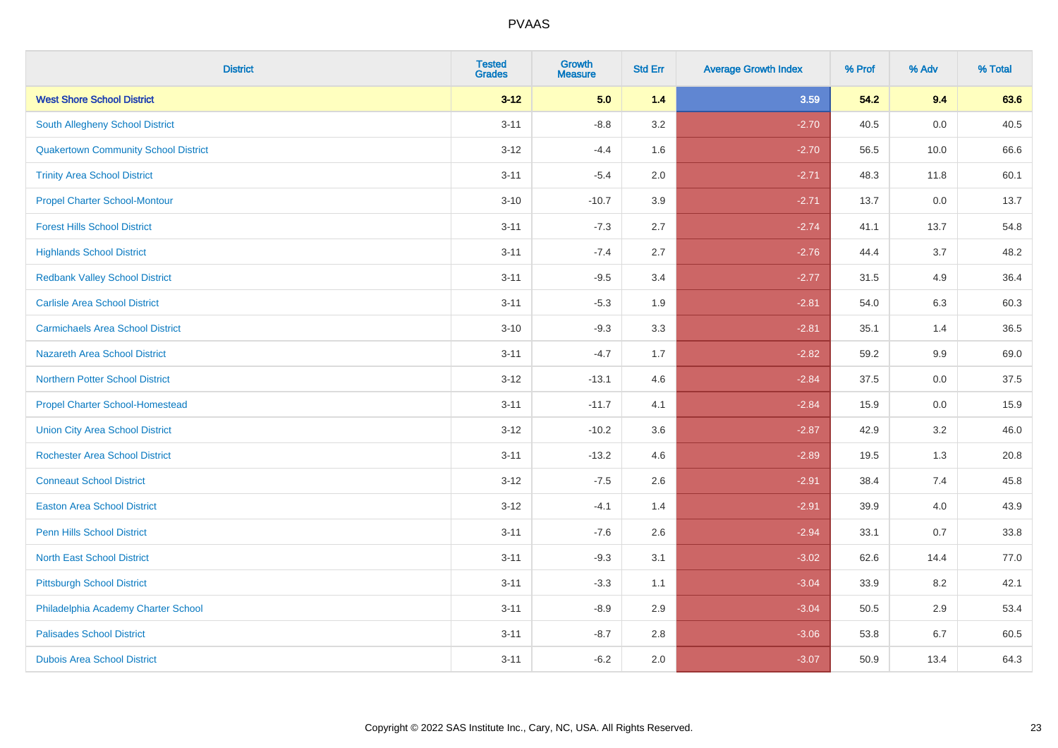# PVAAS

| District | Tested Grades | Growth Measure | Std Err | Average Growth Index | % Prof | % Adv | % Total |
|---|---|---|---|---|---|---|---|
| **West Shore School District** | **3-12** | **5.0** | **1.4** | **3.59** | **54.2** | **9.4** | **63.6** |
| South Allegheny School District | 3-11 | -8.8 | 3.2 | -2.70 | 40.5 | 0.0 | 40.5 |
| Quakertown Community School District | 3-12 | -4.4 | 1.6 | -2.70 | 56.5 | 10.0 | 66.6 |
| Trinity Area School District | 3-11 | -5.4 | 2.0 | -2.71 | 48.3 | 11.8 | 60.1 |
| Propel Charter School-Montour | 3-10 | -10.7 | 3.9 | -2.71 | 13.7 | 0.0 | 13.7 |
| Forest Hills School District | 3-11 | -7.3 | 2.7 | -2.74 | 41.1 | 13.7 | 54.8 |
| Highlands School District | 3-11 | -7.4 | 2.7 | -2.76 | 44.4 | 3.7 | 48.2 |
| Redbank Valley School District | 3-11 | -9.5 | 3.4 | -2.77 | 31.5 | 4.9 | 36.4 |
| Carlisle Area School District | 3-11 | -5.3 | 1.9 | -2.81 | 54.0 | 6.3 | 60.3 |
| Carmichaels Area School District | 3-10 | -9.3 | 3.3 | -2.81 | 35.1 | 1.4 | 36.5 |
| Nazareth Area School District | 3-11 | -4.7 | 1.7 | -2.82 | 59.2 | 9.9 | 69.0 |
| Northern Potter School District | 3-12 | -13.1 | 4.6 | -2.84 | 37.5 | 0.0 | 37.5 |
| Propel Charter School-Homestead | 3-11 | -11.7 | 4.1 | -2.84 | 15.9 | 0.0 | 15.9 |
| Union City Area School District | 3-12 | -10.2 | 3.6 | -2.87 | 42.9 | 3.2 | 46.0 |
| Rochester Area School District | 3-11 | -13.2 | 4.6 | -2.89 | 19.5 | 1.3 | 20.8 |
| Conneaut School District | 3-12 | -7.5 | 2.6 | -2.91 | 38.4 | 7.4 | 45.8 |
| Easton Area School District | 3-12 | -4.1 | 1.4 | -2.91 | 39.9 | 4.0 | 43.9 |
| Penn Hills School District | 3-11 | -7.6 | 2.6 | -2.94 | 33.1 | 0.7 | 33.8 |
| North East School District | 3-11 | -9.3 | 3.1 | -3.02 | 62.6 | 14.4 | 77.0 |
| Pittsburgh School District | 3-11 | -3.3 | 1.1 | -3.04 | 33.9 | 8.2 | 42.1 |
| Philadelphia Academy Charter School | 3-11 | -8.9 | 2.9 | -3.04 | 50.5 | 2.9 | 53.4 |
| Palisades School District | 3-11 | -8.7 | 2.8 | -3.06 | 53.8 | 6.7 | 60.5 |
| Dubois Area School District | 3-11 | -6.2 | 2.0 | -3.07 | 50.9 | 13.4 | 64.3 |

Copyright © 2022 SAS Institute Inc., Cary, NC, USA. All Rights Reserved.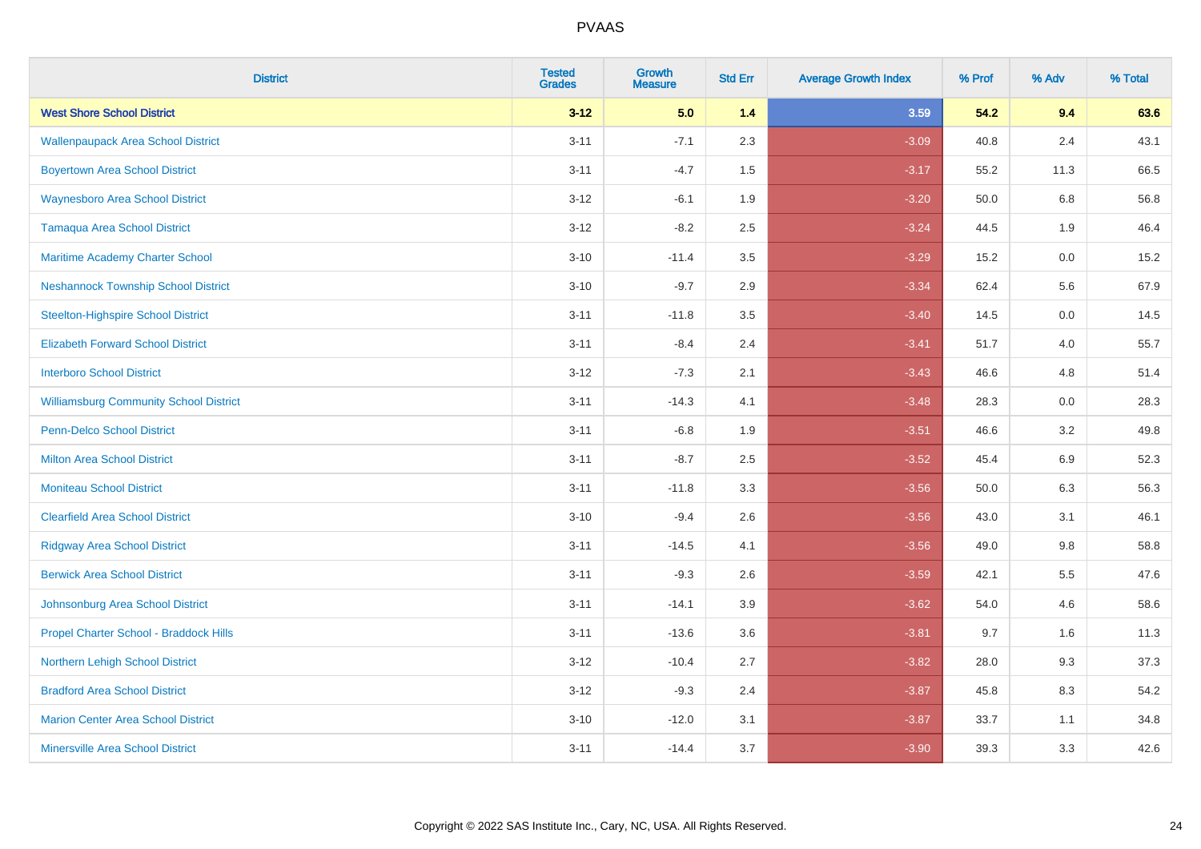| District | Tested Grades | Growth Measure | Std Err | Average Growth Index | % Prof | % Adv | % Total |
|---|---|---|---|---|---|---|---|
| **West Shore School District** | **3-12** | **5.0** | **1.4** | **3.59** | **54.2** | **9.4** | **63.6** |
| Wallenpaupack Area School District | 3-11 | -7.1 | 2.3 | -3.09 | 40.8 | 2.4 | 43.1 |
| Boyertown Area School District | 3-11 | -4.7 | 1.5 | -3.17 | 55.2 | 11.3 | 66.5 |
| Waynesboro Area School District | 3-12 | -6.1 | 1.9 | -3.20 | 50.0 | 6.8 | 56.8 |
| Tamaqua Area School District | 3-12 | -8.2 | 2.5 | -3.24 | 44.5 | 1.9 | 46.4 |
| Maritime Academy Charter School | 3-10 | -11.4 | 3.5 | -3.29 | 15.2 | 0.0 | 15.2 |
| Neshannock Township School District | 3-10 | -9.7 | 2.9 | -3.34 | 62.4 | 5.6 | 67.9 |
| Steelton-Highspire School District | 3-11 | -11.8 | 3.5 | -3.40 | 14.5 | 0.0 | 14.5 |
| Elizabeth Forward School District | 3-11 | -8.4 | 2.4 | -3.41 | 51.7 | 4.0 | 55.7 |
| Interboro School District | 3-12 | -7.3 | 2.1 | -3.43 | 46.6 | 4.8 | 51.4 |
| Williamsburg Community School District | 3-11 | -14.3 | 4.1 | -3.48 | 28.3 | 0.0 | 28.3 |
| Penn-Delco School District | 3-11 | -6.8 | 1.9 | -3.51 | 46.6 | 3.2 | 49.8 |
| Milton Area School District | 3-11 | -8.7 | 2.5 | -3.52 | 45.4 | 6.9 | 52.3 |
| Moniteau School District | 3-11 | -11.8 | 3.3 | -3.56 | 50.0 | 6.3 | 56.3 |
| Clearfield Area School District | 3-10 | -9.4 | 2.6 | -3.56 | 43.0 | 3.1 | 46.1 |
| Ridgway Area School District | 3-11 | -14.5 | 4.1 | -3.56 | 49.0 | 9.8 | 58.8 |
| Berwick Area School District | 3-11 | -9.3 | 2.6 | -3.59 | 42.1 | 5.5 | 47.6 |
| Johnsonburg Area School District | 3-11 | -14.1 | 3.9 | -3.62 | 54.0 | 4.6 | 58.6 |
| Propel Charter School - Braddock Hills | 3-11 | -13.6 | 3.6 | -3.81 | 9.7 | 1.6 | 11.3 |
| Northern Lehigh School District | 3-12 | -10.4 | 2.7 | -3.82 | 28.0 | 9.3 | 37.3 |
| Bradford Area School District | 3-12 | -9.3 | 2.4 | -3.87 | 45.8 | 8.3 | 54.2 |
| Marion Center Area School District | 3-10 | -12.0 | 3.1 | -3.87 | 33.7 | 1.1 | 34.8 |
| Minersville Area School District | 3-11 | -14.4 | 3.7 | -3.90 | 39.3 | 3.3 | 42.6 |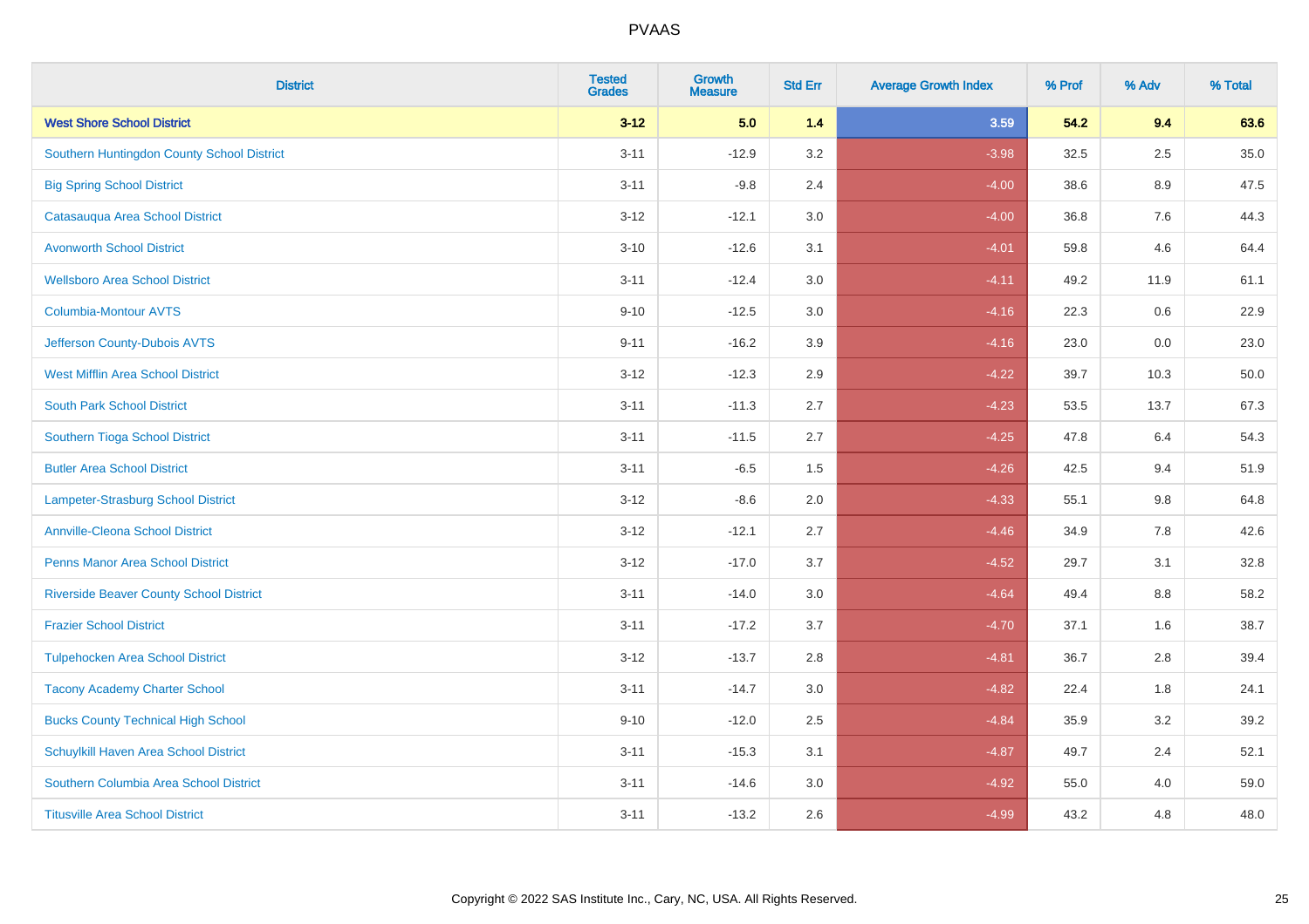# PVAAS

| District | Tested Grades | Growth Measure | Std Err | Average Growth Index | % Prof | % Adv | % Total |
|---|---|---|---|---|---|---|---|
| **West Shore School District** | **3-12** | **5.0** | **1.4** | **3.59** | **54.2** | **9.4** | **63.6** |
| Southern Huntingdon County School District | 3-11 | -12.9 | 3.2 | -3.98 | 32.5 | 2.5 | 35.0 |
| Big Spring School District | 3-11 | -9.8 | 2.4 | -4.00 | 38.6 | 8.9 | 47.5 |
| Catasauqua Area School District | 3-12 | -12.1 | 3.0 | -4.00 | 36.8 | 7.6 | 44.3 |
| Avonworth School District | 3-10 | -12.6 | 3.1 | -4.01 | 59.8 | 4.6 | 64.4 |
| Wellsboro Area School District | 3-11 | -12.4 | 3.0 | -4.11 | 49.2 | 11.9 | 61.1 |
| Columbia-Montour AVTS | 9-10 | -12.5 | 3.0 | -4.16 | 22.3 | 0.6 | 22.9 |
| Jefferson County-Dubois AVTS | 9-11 | -16.2 | 3.9 | -4.16 | 23.0 | 0.0 | 23.0 |
| West Mifflin Area School District | 3-12 | -12.3 | 2.9 | -4.22 | 39.7 | 10.3 | 50.0 |
| South Park School District | 3-11 | -11.3 | 2.7 | -4.23 | 53.5 | 13.7 | 67.3 |
| Southern Tioga School District | 3-11 | -11.5 | 2.7 | -4.25 | 47.8 | 6.4 | 54.3 |
| Butler Area School District | 3-11 | -6.5 | 1.5 | -4.26 | 42.5 | 9.4 | 51.9 |
| Lampeter-Strasburg School District | 3-12 | -8.6 | 2.0 | -4.33 | 55.1 | 9.8 | 64.8 |
| Annville-Cleona School District | 3-12 | -12.1 | 2.7 | -4.46 | 34.9 | 7.8 | 42.6 |
| Penns Manor Area School District | 3-12 | -17.0 | 3.7 | -4.52 | 29.7 | 3.1 | 32.8 |
| Riverside Beaver County School District | 3-11 | -14.0 | 3.0 | -4.64 | 49.4 | 8.8 | 58.2 |
| Frazier School District | 3-11 | -17.2 | 3.7 | -4.70 | 37.1 | 1.6 | 38.7 |
| Tulpehocken Area School District | 3-12 | -13.7 | 2.8 | -4.81 | 36.7 | 2.8 | 39.4 |
| Tacony Academy Charter School | 3-11 | -14.7 | 3.0 | -4.82 | 22.4 | 1.8 | 24.1 |
| Bucks County Technical High School | 9-10 | -12.0 | 2.5 | -4.84 | 35.9 | 3.2 | 39.2 |
| Schuylkill Haven Area School District | 3-11 | -15.3 | 3.1 | -4.87 | 49.7 | 2.4 | 52.1 |
| Southern Columbia Area School District | 3-11 | -14.6 | 3.0 | -4.92 | 55.0 | 4.0 | 59.0 |
| Titusville Area School District | 3-11 | -13.2 | 2.6 | -4.99 | 43.2 | 4.8 | 48.0 |

Copyright © 2022 SAS Institute Inc., Cary, NC, USA. All Rights Reserved.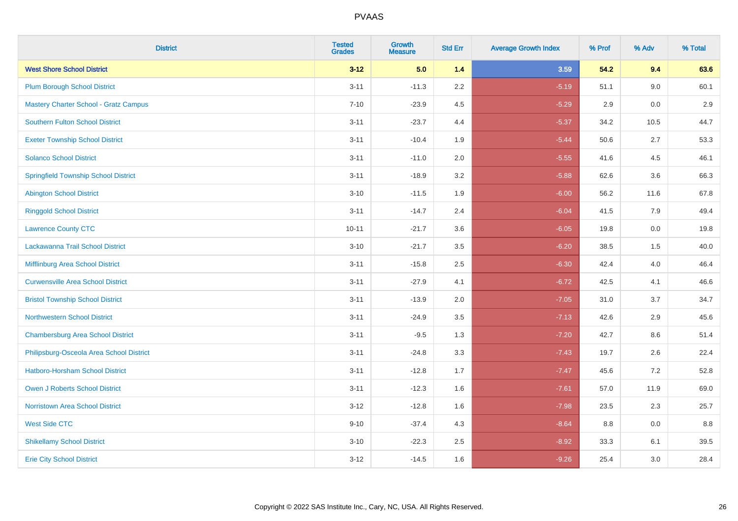| District | Tested Grades | Growth Measure | Std Err | Average Growth Index | % Prof | % Adv | % Total |
|---|---|---|---|---|---|---|---|
| **West Shore School District** | **3-12** | **5.0** | **1.4** | **3.59** | **54.2** | **9.4** | **63.6** |
| Plum Borough School District | 3-11 | -11.3 | 2.2 | -5.19 | 51.1 | 9.0 | 60.1 |
| Mastery Charter School - Gratz Campus | 7-10 | -23.9 | 4.5 | -5.29 | 2.9 | 0.0 | 2.9 |
| Southern Fulton School District | 3-11 | -23.7 | 4.4 | -5.37 | 34.2 | 10.5 | 44.7 |
| Exeter Township School District | 3-11 | -10.4 | 1.9 | -5.44 | 50.6 | 2.7 | 53.3 |
| Solanco School District | 3-11 | -11.0 | 2.0 | -5.55 | 41.6 | 4.5 | 46.1 |
| Springfield Township School District | 3-11 | -18.9 | 3.2 | -5.88 | 62.6 | 3.6 | 66.3 |
| Abington School District | 3-10 | -11.5 | 1.9 | -6.00 | 56.2 | 11.6 | 67.8 |
| Ringgold School District | 3-11 | -14.7 | 2.4 | -6.04 | 41.5 | 7.9 | 49.4 |
| Lawrence County CTC | 10-11 | -21.7 | 3.6 | -6.05 | 19.8 | 0.0 | 19.8 |
| Lackawanna Trail School District | 3-10 | -21.7 | 3.5 | -6.20 | 38.5 | 1.5 | 40.0 |
| Mifflinburg Area School District | 3-11 | -15.8 | 2.5 | -6.30 | 42.4 | 4.0 | 46.4 |
| Curwensville Area School District | 3-11 | -27.9 | 4.1 | -6.72 | 42.5 | 4.1 | 46.6 |
| Bristol Township School District | 3-11 | -13.9 | 2.0 | -7.05 | 31.0 | 3.7 | 34.7 |
| Northwestern School District | 3-11 | -24.9 | 3.5 | -7.13 | 42.6 | 2.9 | 45.6 |
| Chambersburg Area School District | 3-11 | -9.5 | 1.3 | -7.20 | 42.7 | 8.6 | 51.4 |
| Philipsburg-Osceola Area School District | 3-11 | -24.8 | 3.3 | -7.43 | 19.7 | 2.6 | 22.4 |
| Hatboro-Horsham School District | 3-11 | -12.8 | 1.7 | -7.47 | 45.6 | 7.2 | 52.8 |
| Owen J Roberts School District | 3-11 | -12.3 | 1.6 | -7.61 | 57.0 | 11.9 | 69.0 |
| Norristown Area School District | 3-12 | -12.8 | 1.6 | -7.98 | 23.5 | 2.3 | 25.7 |
| West Side CTC | 9-10 | -37.4 | 4.3 | -8.64 | 8.8 | 0.0 | 8.8 |
| Shikellamy School District | 3-10 | -22.3 | 2.5 | -8.92 | 33.3 | 6.1 | 39.5 |
| Erie City School District | 3-12 | -14.5 | 1.6 | -9.26 | 25.4 | 3.0 | 28.4 |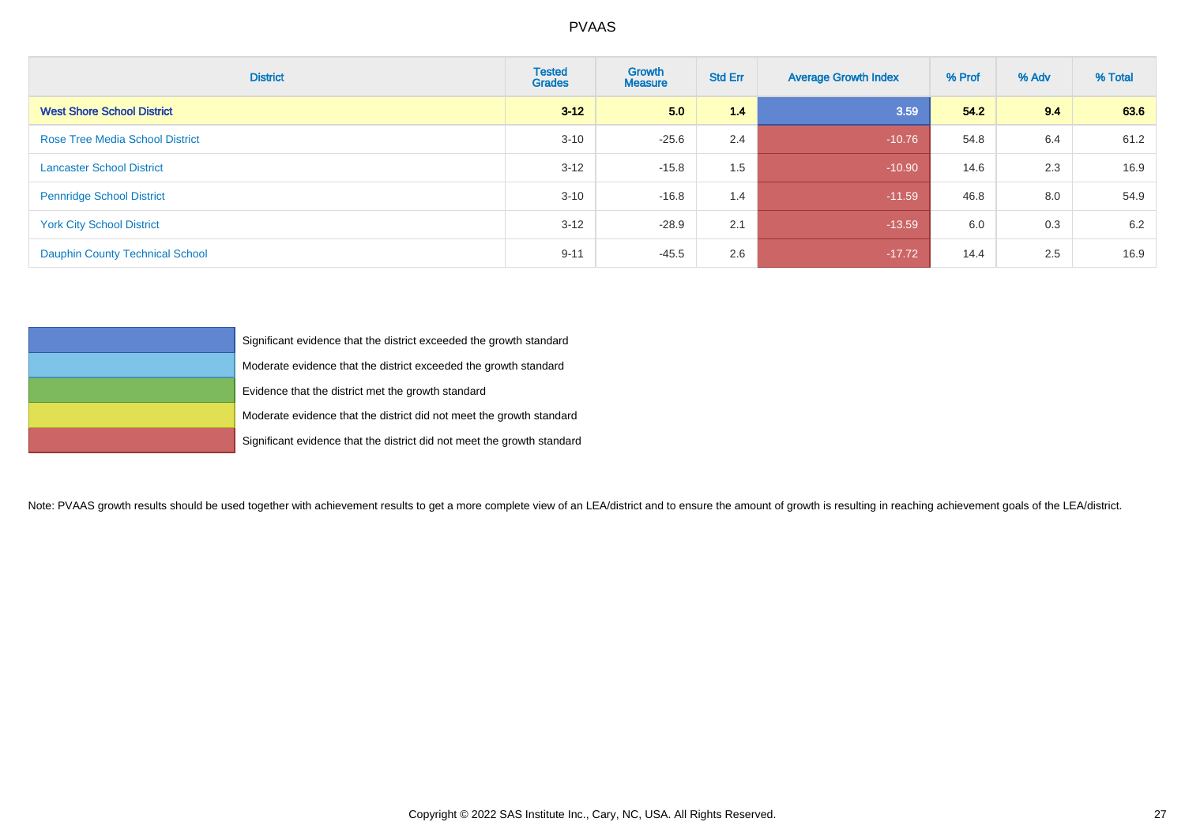PVAAS

| District | Tested Grades | Growth Measure | Std Err | Average Growth Index | % Prof | % Adv | % Total |
|---|---|---|---|---|---|---|---|
| **West Shore School District** | **3-12** | **5.0** | **1.4** | **3.59** | **54.2** | **9.4** | **63.6** |
| Rose Tree Media School District | 3-10 | -25.6 | 2.4 | -10.76 | 54.8 | 6.4 | 61.2 |
| Lancaster School District | 3-12 | -15.8 | 1.5 | -10.90 | 14.6 | 2.3 | 16.9 |
| Pennridge School District | 3-10 | -16.8 | 1.4 | -11.59 | 46.8 | 8.0 | 54.9 |
| York City School District | 3-12 | -28.9 | 2.1 | -13.59 | 6.0 | 0.3 | 6.2 |
| Dauphin County Technical School | 9-11 | -45.5 | 2.6 | -17.72 | 14.4 | 2.5 | 16.9 |

Significant evidence that the district exceeded the growth standard

Moderate evidence that the district exceeded the growth standard

Evidence that the district met the growth standard

Moderate evidence that the district did not meet the growth standard

Significant evidence that the district did not meet the growth standard

Note: PVAAS growth results should be used together with achievement results to get a more complete view of an LEA/district and to ensure the amount of growth is resulting in reaching achievement goals of the LEA/district.

Copyright © 2022 SAS Institute Inc., Cary, NC, USA. All Rights Reserved.